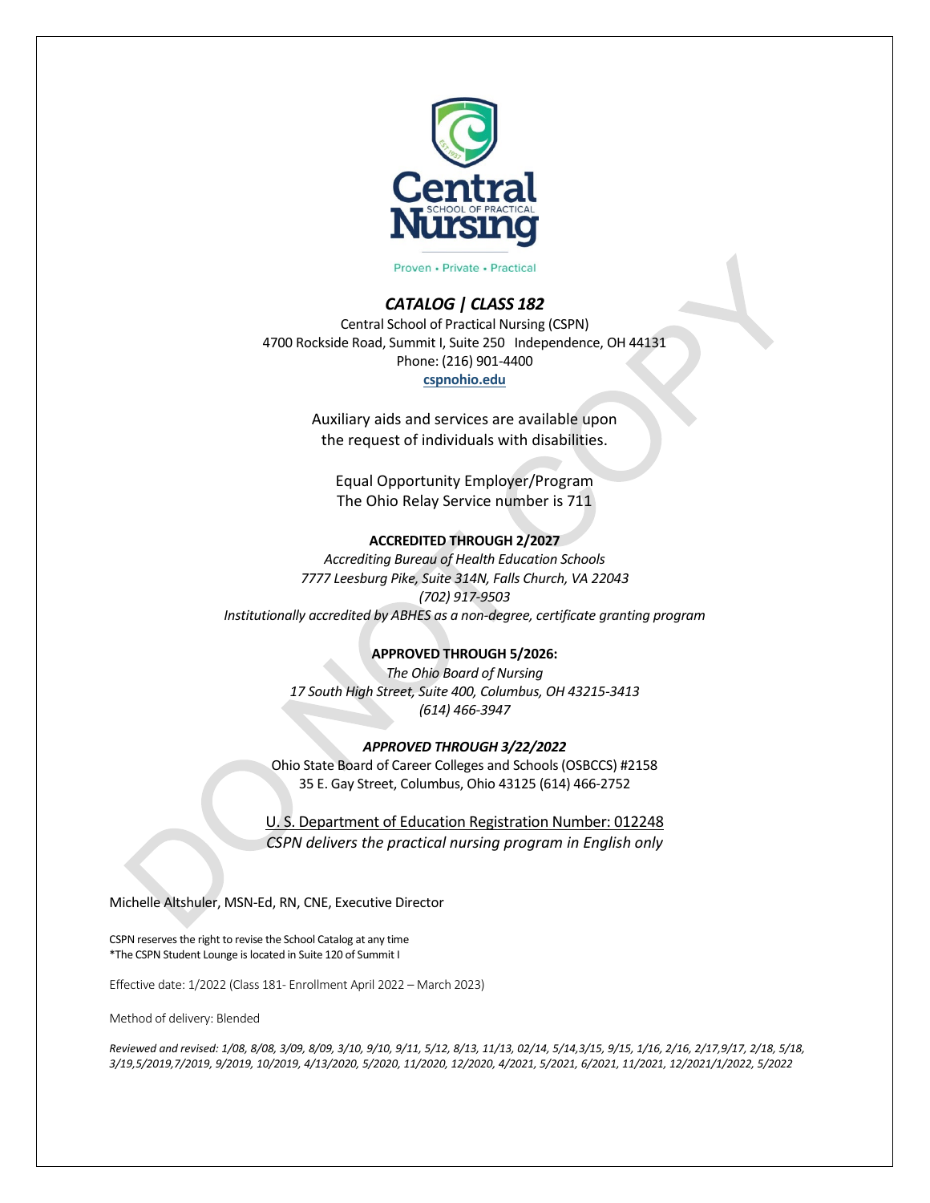Proven • Private • Practical

# *CATALOG | CLASS 182*

Central School of Practical Nursing (CSPN)
4700 Rockside Road, Summit I, Suite 250 Independence, OH 44131
Phone: (216) 901-4400
**cspnohio.edu**

Auxiliary aids and services are available upon the request of individuals with disabilities.

Equal Opportunity Employer/Program
The Ohio Relay Service number is 711

**ACCREDITED THROUGH 2/2027**

*Accrediting Bureau of Health Education Schools*
*7777 Leesburg Pike, Suite 314N, Falls Church, VA 22043*
*(702) 917-9503*
*Institutionally accredited by ABHES as a non-degree, certificate granting program*

**APPROVED THROUGH 5/2026:**

*The Ohio Board of Nursing*
*17 South High Street, Suite 400, Columbus, OH 43215-3413*
*(614) 466-3947*

***APPROVED THROUGH 3/22/2022***

Ohio State Board of Career Colleges and Schools (OSBCCS) #2158
35 E. Gay Street, Columbus, Ohio 43125 (614) 466-2752

U. S. Department of Education Registration Number: 012248
*CSPN delivers the practical nursing program in English only*

Michelle Altshuler, MSN-Ed, RN, CNE, Executive Director

CSPN reserves the right to revise the School Catalog at any time
*The CSPN Student Lounge is located in Suite 120 of Summit I

Effective date: 1/2022 (Class 181- Enrollment April 2022 – March 2023)

Method of delivery: Blended

*Reviewed and revised: 1/08, 8/08, 3/09, 8/09, 3/10, 9/10, 9/11, 5/12, 8/13, 11/13, 02/14, 5/14,3/15, 9/15, 1/16, 2/16, 2/17,9/17, 2/18, 5/18, 3/19,5/2019,7/2019, 9/2019, 10/2019, 4/13/2020, 5/2020, 11/2020, 12/2020, 4/2021, 5/2021, 6/2021, 11/2021, 12/2021/1/2022, 5/2022*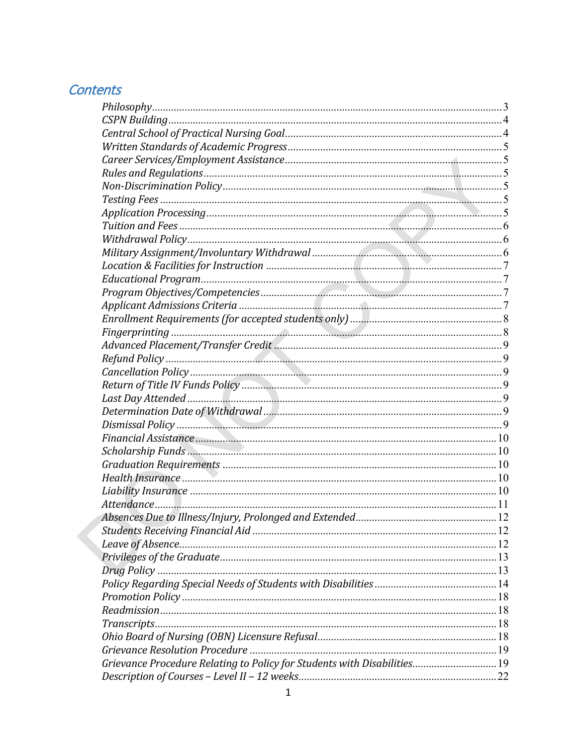## Contents

| | |
|---|---|
| *Philosophy* | 3 |
| *CSPN Building* | 4 |
| *Central School of Practical Nursing Goal* | 4 |
| *Written Standards of Academic Progress* | 5 |
| *Career Services/Employment Assistance* | 5 |
| *Rules and Regulations* | 5 |
| *Non-Discrimination Policy* | 5 |
| *Testing Fees* | 5 |
| *Application Processing* | 5 |
| *Tuition and Fees* | 6 |
| *Withdrawal Policy* | 6 |
| *Military Assignment/Involuntary Withdrawal* | 6 |
| *Location & Facilities for Instruction* | 7 |
| *Educational Program* | 7 |
| *Program Objectives/Competencies* | 7 |
| *Applicant Admissions Criteria* | 7 |
| *Enrollment Requirements (for accepted students only)* | 8 |
| *Fingerprinting* | 8 |
| *Advanced Placement/Transfer Credit* | 9 |
| *Refund Policy* | 9 |
| *Cancellation Policy* | 9 |
| *Return of Title IV Funds Policy* | 9 |
| *Last Day Attended* | 9 |
| *Determination Date of Withdrawal* | 9 |
| *Dismissal Policy* | 9 |
| *Financial Assistance* | 10 |
| *Scholarship Funds* | 10 |
| *Graduation Requirements* | 10 |
| *Health Insurance* | 10 |
| *Liability Insurance* | 10 |
| *Attendance* | 11 |
| *Absences Due to Illness/Injury, Prolonged and Extended* | 12 |
| *Students Receiving Financial Aid* | 12 |
| *Leave of Absence* | 12 |
| *Privileges of the Graduate* | 13 |
| *Drug Policy* | 13 |
| *Policy Regarding Special Needs of Students with Disabilities* | 14 |
| *Promotion Policy* | 18 |
| *Readmission* | 18 |
| *Transcripts* | 18 |
| *Ohio Board of Nursing (OBN) Licensure Refusal* | 18 |
| *Grievance Resolution Procedure* | 19 |
| *Grievance Procedure Relating to Policy for Students with Disabilities* | 19 |
| *Description of Courses – Level II – 12 weeks* | 22 |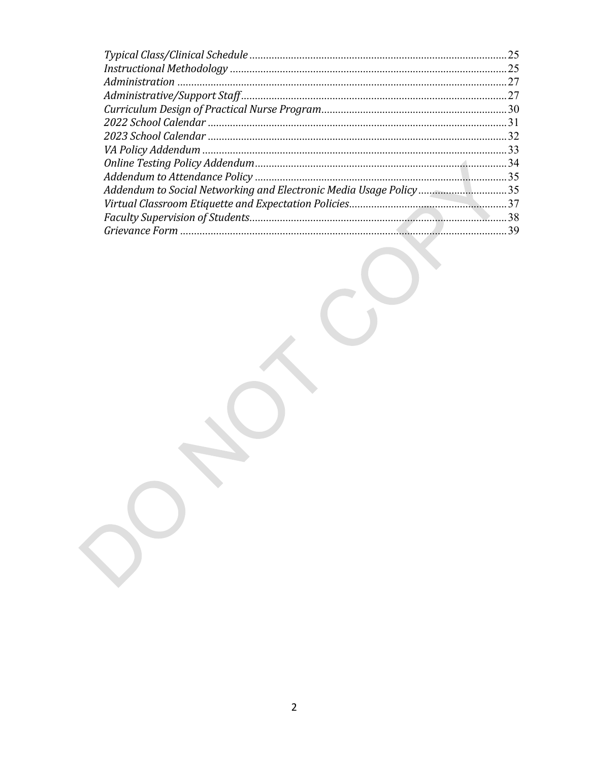*Typical Class/Clinical Schedule* ............................................................ 25
*Instructional Methodology* ............................................................ 25
*Administration* ............................................................ 27
*Administrative/Support Staff* ............................................................ 27
*Curriculum Design of Practical Nurse Program* ............................................................ 30
*2022 School Calendar* ............................................................ 31
*2023 School Calendar* ............................................................ 32
*VA Policy Addendum* ............................................................ 33
*Online Testing Policy Addendum* ............................................................ 34
*Addendum to Attendance Policy* ............................................................ 35
*Addendum to Social Networking and Electronic Media Usage Policy* ............................................................ 35
*Virtual Classroom Etiquette and Expectation Policies* ............................................................ 37
*Faculty Supervision of Students* ............................................................ 38
*Grievance Form* ............................................................ 39

DO NOT COPY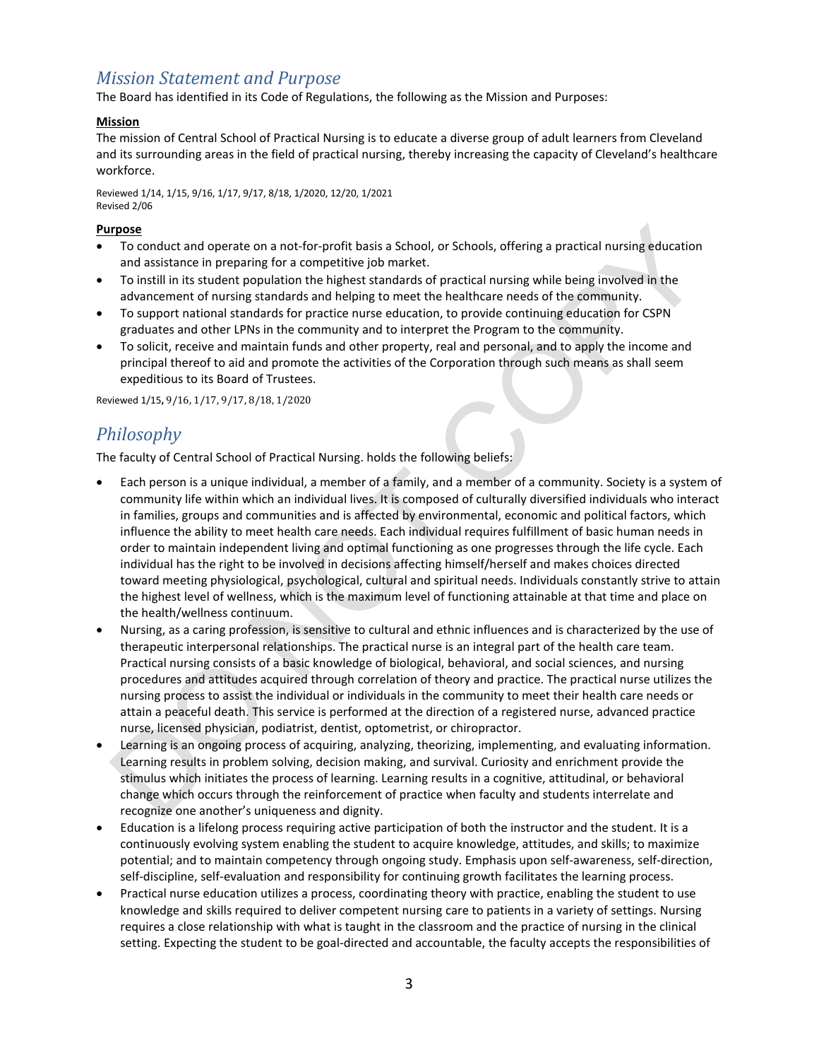## *Mission Statement and Purpose*

The Board has identified in its Code of Regulations, the following as the Mission and Purposes:

**Mission**

The mission of Central School of Practical Nursing is to educate a diverse group of adult learners from Cleveland and its surrounding areas in the field of practical nursing, thereby increasing the capacity of Cleveland's healthcare workforce.

Reviewed 1/14, 1/15, 9/16, 1/17, 9/17, 8/18, 1/2020, 12/20, 1/2021
Revised 2/06

**Purpose**

- To conduct and operate on a not-for-profit basis a School, or Schools, offering a practical nursing education and assistance in preparing for a competitive job market.
- To instill in its student population the highest standards of practical nursing while being involved in the advancement of nursing standards and helping to meet the healthcare needs of the community.
- To support national standards for practice nurse education, to provide continuing education for CSPN graduates and other LPNs in the community and to interpret the Program to the community.
- To solicit, receive and maintain funds and other property, real and personal, and to apply the income and principal thereof to aid and promote the activities of the Corporation through such means as shall seem expeditious to its Board of Trustees.

Reviewed 1/15, 9/16, 1/17, 9/17, 8/18, 1/2020

## *Philosophy*

The faculty of Central School of Practical Nursing. holds the following beliefs:

- Each person is a unique individual, a member of a family, and a member of a community. Society is a system of community life within which an individual lives. It is composed of culturally diversified individuals who interact in families, groups and communities and is affected by environmental, economic and political factors, which influence the ability to meet health care needs. Each individual requires fulfillment of basic human needs in order to maintain independent living and optimal functioning as one progresses through the life cycle. Each individual has the right to be involved in decisions affecting himself/herself and makes choices directed toward meeting physiological, psychological, cultural and spiritual needs. Individuals constantly strive to attain the highest level of wellness, which is the maximum level of functioning attainable at that time and place on the health/wellness continuum.
- Nursing, as a caring profession, is sensitive to cultural and ethnic influences and is characterized by the use of therapeutic interpersonal relationships. The practical nurse is an integral part of the health care team. Practical nursing consists of a basic knowledge of biological, behavioral, and social sciences, and nursing procedures and attitudes acquired through correlation of theory and practice. The practical nurse utilizes the nursing process to assist the individual or individuals in the community to meet their health care needs or attain a peaceful death. This service is performed at the direction of a registered nurse, advanced practice nurse, licensed physician, podiatrist, dentist, optometrist, or chiropractor.
- Learning is an ongoing process of acquiring, analyzing, theorizing, implementing, and evaluating information. Learning results in problem solving, decision making, and survival. Curiosity and enrichment provide the stimulus which initiates the process of learning. Learning results in a cognitive, attitudinal, or behavioral change which occurs through the reinforcement of practice when faculty and students interrelate and recognize one another's uniqueness and dignity.
- Education is a lifelong process requiring active participation of both the instructor and the student. It is a continuously evolving system enabling the student to acquire knowledge, attitudes, and skills; to maximize potential; and to maintain competency through ongoing study. Emphasis upon self-awareness, self-direction, self-discipline, self-evaluation and responsibility for continuing growth facilitates the learning process.
- Practical nurse education utilizes a process, coordinating theory with practice, enabling the student to use knowledge and skills required to deliver competent nursing care to patients in a variety of settings. Nursing requires a close relationship with what is taught in the classroom and the practice of nursing in the clinical setting. Expecting the student to be goal-directed and accountable, the faculty accepts the responsibilities of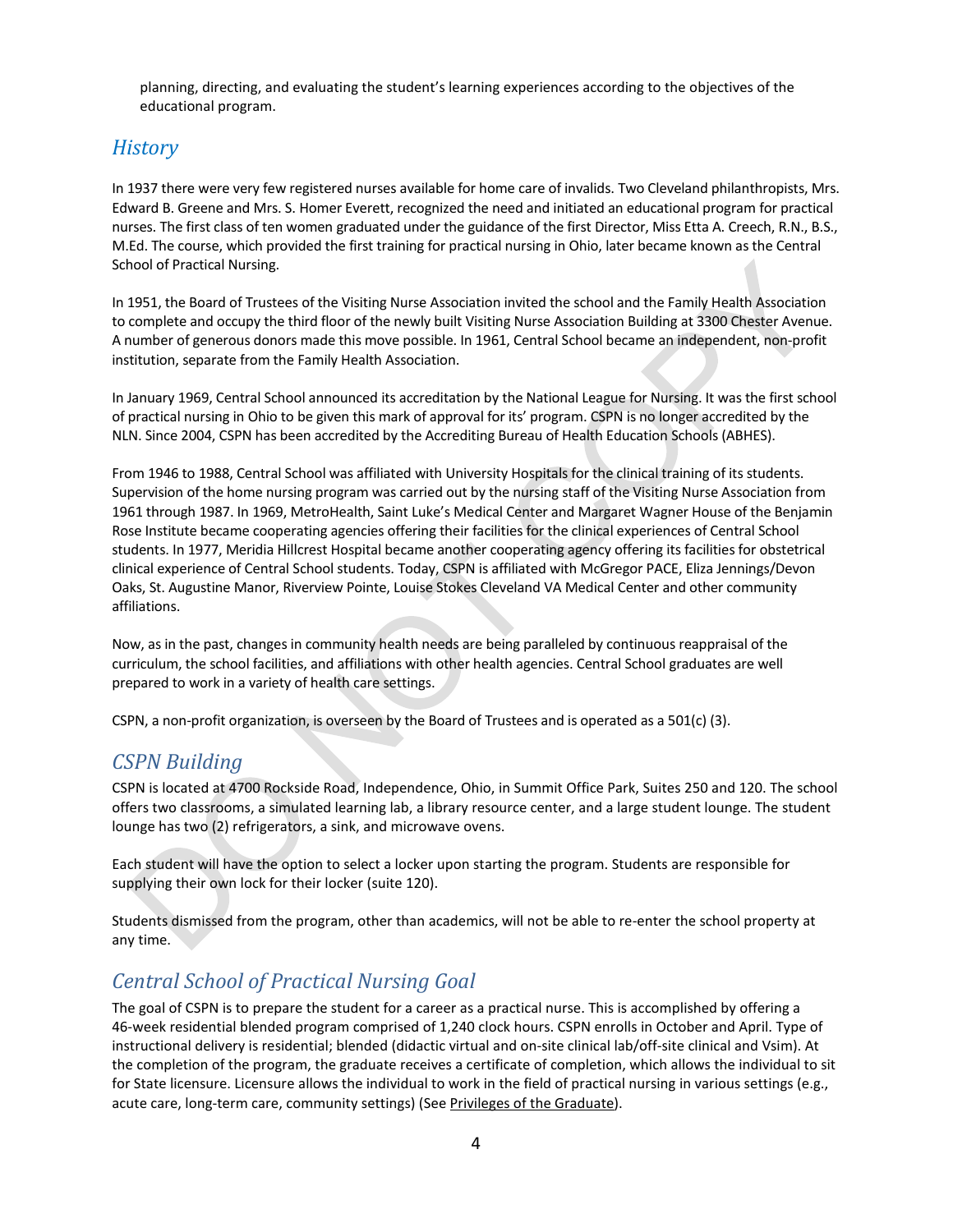planning, directing, and evaluating the student's learning experiences according to the objectives of the educational program.

## History

In 1937 there were very few registered nurses available for home care of invalids. Two Cleveland philanthropists, Mrs. Edward B. Greene and Mrs. S. Homer Everett, recognized the need and initiated an educational program for practical nurses. The first class of ten women graduated under the guidance of the first Director, Miss Etta A. Creech, R.N., B.S., M.Ed. The course, which provided the first training for practical nursing in Ohio, later became known as the Central School of Practical Nursing.

In 1951, the Board of Trustees of the Visiting Nurse Association invited the school and the Family Health Association to complete and occupy the third floor of the newly built Visiting Nurse Association Building at 3300 Chester Avenue. A number of generous donors made this move possible. In 1961, Central School became an independent, non-profit institution, separate from the Family Health Association.

In January 1969, Central School announced its accreditation by the National League for Nursing. It was the first school of practical nursing in Ohio to be given this mark of approval for its' program. CSPN is no longer accredited by the NLN. Since 2004, CSPN has been accredited by the Accrediting Bureau of Health Education Schools (ABHES).

From 1946 to 1988, Central School was affiliated with University Hospitals for the clinical training of its students. Supervision of the home nursing program was carried out by the nursing staff of the Visiting Nurse Association from 1961 through 1987. In 1969, MetroHealth, Saint Luke's Medical Center and Margaret Wagner House of the Benjamin Rose Institute became cooperating agencies offering their facilities for the clinical experiences of Central School students. In 1977, Meridia Hillcrest Hospital became another cooperating agency offering its facilities for obstetrical clinical experience of Central School students. Today, CSPN is affiliated with McGregor PACE, Eliza Jennings/Devon Oaks, St. Augustine Manor, Riverview Pointe, Louise Stokes Cleveland VA Medical Center and other community affiliations.

Now, as in the past, changes in community health needs are being paralleled by continuous reappraisal of the curriculum, the school facilities, and affiliations with other health agencies. Central School graduates are well prepared to work in a variety of health care settings.

CSPN, a non-profit organization, is overseen by the Board of Trustees and is operated as a 501(c) (3).

## CSPN Building

CSPN is located at 4700 Rockside Road, Independence, Ohio, in Summit Office Park, Suites 250 and 120. The school offers two classrooms, a simulated learning lab, a library resource center, and a large student lounge. The student lounge has two (2) refrigerators, a sink, and microwave ovens.

Each student will have the option to select a locker upon starting the program. Students are responsible for supplying their own lock for their locker (suite 120).

Students dismissed from the program, other than academics, will not be able to re-enter the school property at any time.

## Central School of Practical Nursing Goal

The goal of CSPN is to prepare the student for a career as a practical nurse. This is accomplished by offering a 46-week residential blended program comprised of 1,240 clock hours. CSPN enrolls in October and April. Type of instructional delivery is residential; blended (didactic virtual and on-site clinical lab/off-site clinical and Vsim). At the completion of the program, the graduate receives a certificate of completion, which allows the individual to sit for State licensure. Licensure allows the individual to work in the field of practical nursing in various settings (e.g., acute care, long-term care, community settings) (See Privileges of the Graduate).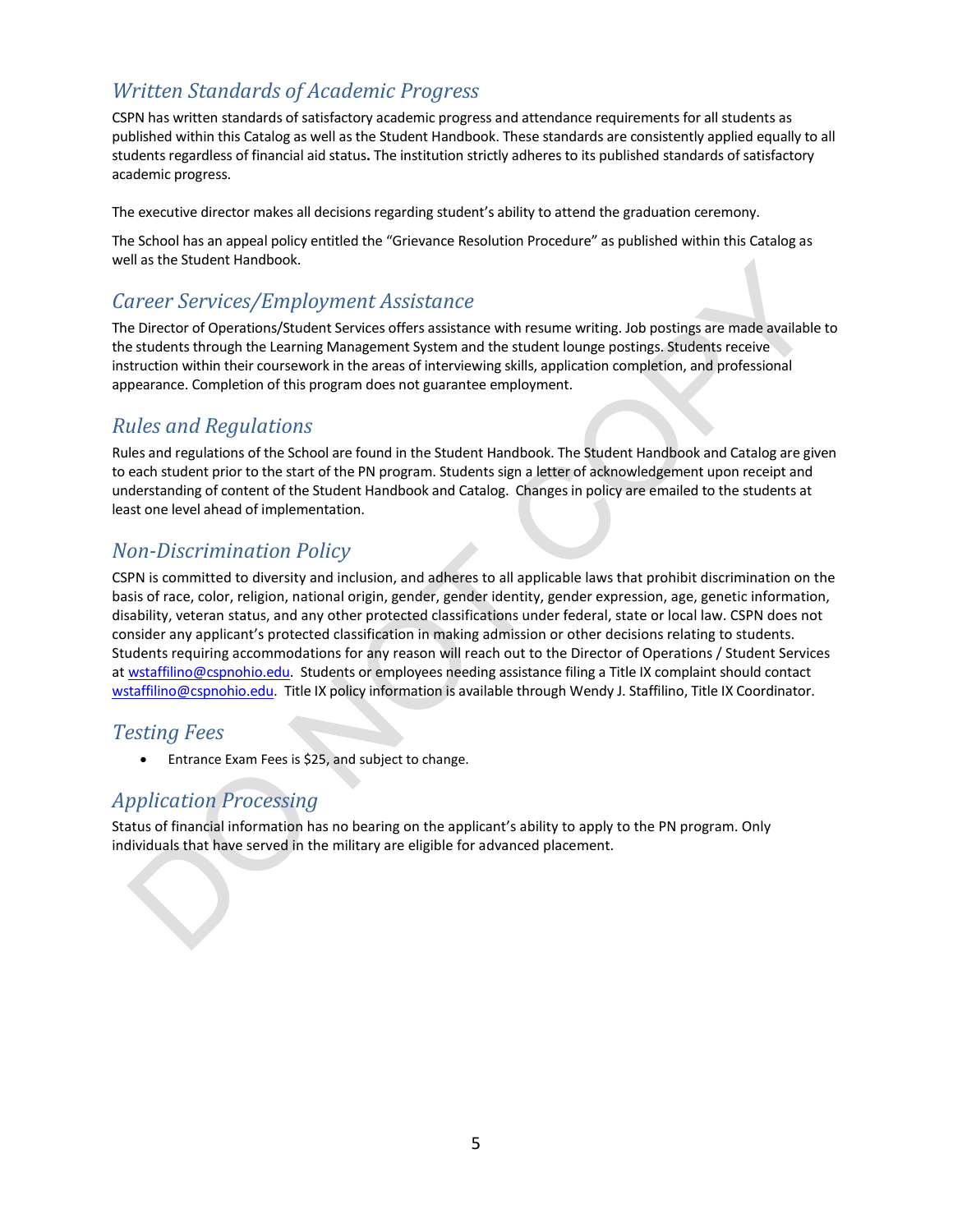## Written Standards of Academic Progress

CSPN has written standards of satisfactory academic progress and attendance requirements for all students as published within this Catalog as well as the Student Handbook. These standards are consistently applied equally to all students regardless of financial aid status**.** The institution strictly adheres to its published standards of satisfactory academic progress.

The executive director makes all decisions regarding student's ability to attend the graduation ceremony.

The School has an appeal policy entitled the "Grievance Resolution Procedure" as published within this Catalog as well as the Student Handbook.

## Career Services/Employment Assistance

The Director of Operations/Student Services offers assistance with resume writing. Job postings are made available to the students through the Learning Management System and the student lounge postings. Students receive instruction within their coursework in the areas of interviewing skills, application completion, and professional appearance. Completion of this program does not guarantee employment.

## Rules and Regulations

Rules and regulations of the School are found in the Student Handbook. The Student Handbook and Catalog are given to each student prior to the start of the PN program. Students sign a letter of acknowledgement upon receipt and understanding of content of the Student Handbook and Catalog. Changes in policy are emailed to the students at least one level ahead of implementation.

## Non-Discrimination Policy

CSPN is committed to diversity and inclusion, and adheres to all applicable laws that prohibit discrimination on the basis of race, color, religion, national origin, gender, gender identity, gender expression, age, genetic information, disability, veteran status, and any other protected classifications under federal, state or local law. CSPN does not consider any applicant's protected classification in making admission or other decisions relating to students. Students requiring accommodations for any reason will reach out to the Director of Operations / Student Services at wstaffilino@cspnohio.edu. Students or employees needing assistance filing a Title IX complaint should contact wstaffilino@cspnohio.edu. Title IX policy information is available through Wendy J. Staffilino, Title IX Coordinator.

## Testing Fees

- Entrance Exam Fees is $25, and subject to change.

## Application Processing

Status of financial information has no bearing on the applicant's ability to apply to the PN program. Only individuals that have served in the military are eligible for advanced placement.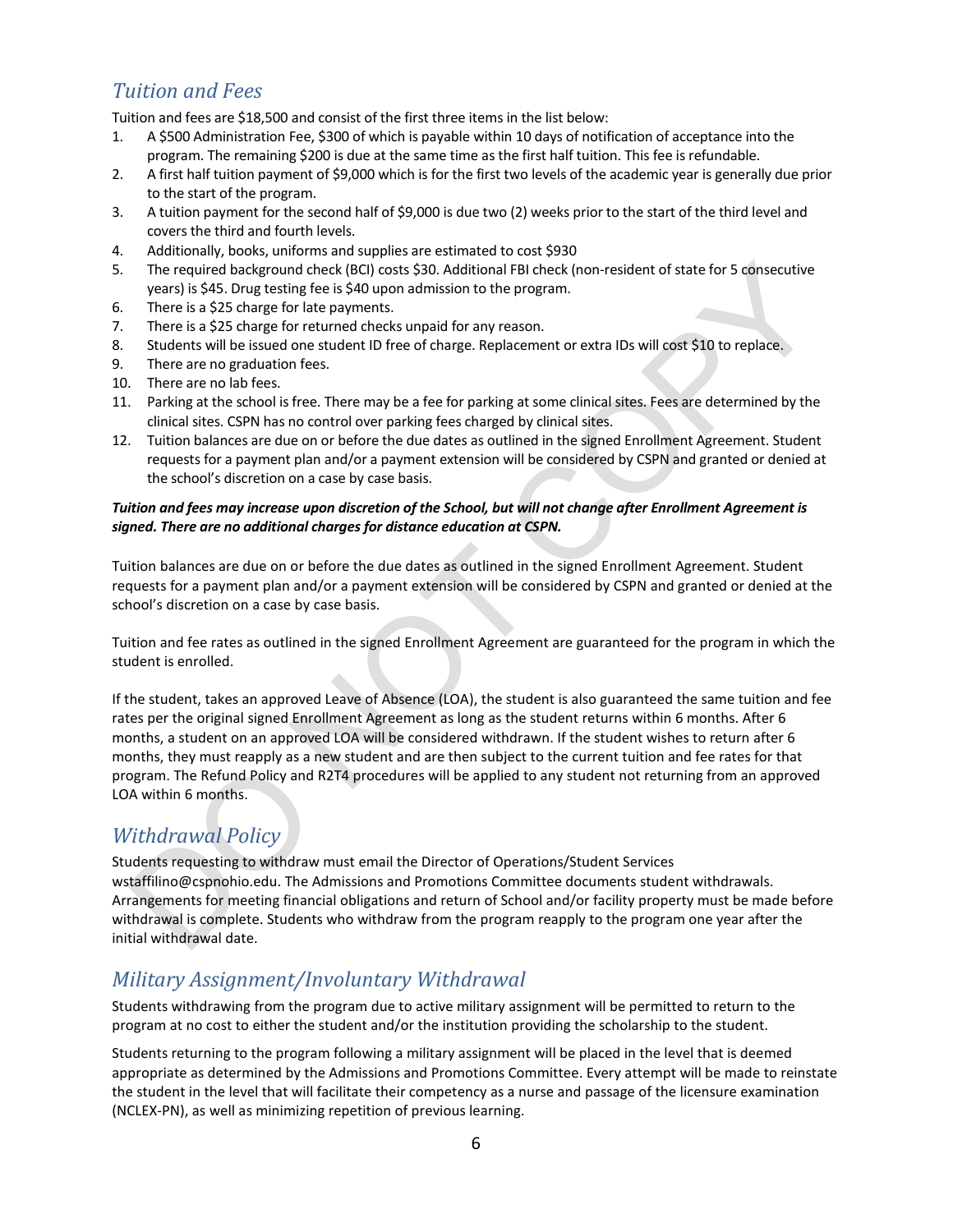## Tuition and Fees

Tuition and fees are $18,500 and consist of the first three items in the list below:

1. A $500 Administration Fee, $300 of which is payable within 10 days of notification of acceptance into the program. The remaining $200 is due at the same time as the first half tuition. This fee is refundable.
2. A first half tuition payment of $9,000 which is for the first two levels of the academic year is generally due prior to the start of the program.
3. A tuition payment for the second half of $9,000 is due two (2) weeks prior to the start of the third level and covers the third and fourth levels.
4. Additionally, books, uniforms and supplies are estimated to cost $930
5. The required background check (BCI) costs $30. Additional FBI check (non-resident of state for 5 consecutive years) is $45. Drug testing fee is $40 upon admission to the program.
6. There is a $25 charge for late payments.
7. There is a $25 charge for returned checks unpaid for any reason.
8. Students will be issued one student ID free of charge. Replacement or extra IDs will cost $10 to replace.
9. There are no graduation fees.
10. There are no lab fees.
11. Parking at the school is free. There may be a fee for parking at some clinical sites. Fees are determined by the clinical sites. CSPN has no control over parking fees charged by clinical sites.
12. Tuition balances are due on or before the due dates as outlined in the signed Enrollment Agreement. Student requests for a payment plan and/or a payment extension will be considered by CSPN and granted or denied at the school's discretion on a case by case basis.

***Tuition and fees may increase upon discretion of the School, but will not change after Enrollment Agreement is signed. There are no additional charges for distance education at CSPN.***

Tuition balances are due on or before the due dates as outlined in the signed Enrollment Agreement. Student requests for a payment plan and/or a payment extension will be considered by CSPN and granted or denied at the school's discretion on a case by case basis.

Tuition and fee rates as outlined in the signed Enrollment Agreement are guaranteed for the program in which the student is enrolled.

If the student, takes an approved Leave of Absence (LOA), the student is also guaranteed the same tuition and fee rates per the original signed Enrollment Agreement as long as the student returns within 6 months. After 6 months, a student on an approved LOA will be considered withdrawn. If the student wishes to return after 6 months, they must reapply as a new student and are then subject to the current tuition and fee rates for that program. The Refund Policy and R2T4 procedures will be applied to any student not returning from an approved LOA within 6 months.

## Withdrawal Policy

Students requesting to withdraw must email the Director of Operations/Student Services wstaffilino@cspnohio.edu. The Admissions and Promotions Committee documents student withdrawals. Arrangements for meeting financial obligations and return of School and/or facility property must be made before withdrawal is complete. Students who withdraw from the program reapply to the program one year after the initial withdrawal date.

## Military Assignment/Involuntary Withdrawal

Students withdrawing from the program due to active military assignment will be permitted to return to the program at no cost to either the student and/or the institution providing the scholarship to the student.

Students returning to the program following a military assignment will be placed in the level that is deemed appropriate as determined by the Admissions and Promotions Committee. Every attempt will be made to reinstate the student in the level that will facilitate their competency as a nurse and passage of the licensure examination (NCLEX-PN), as well as minimizing repetition of previous learning.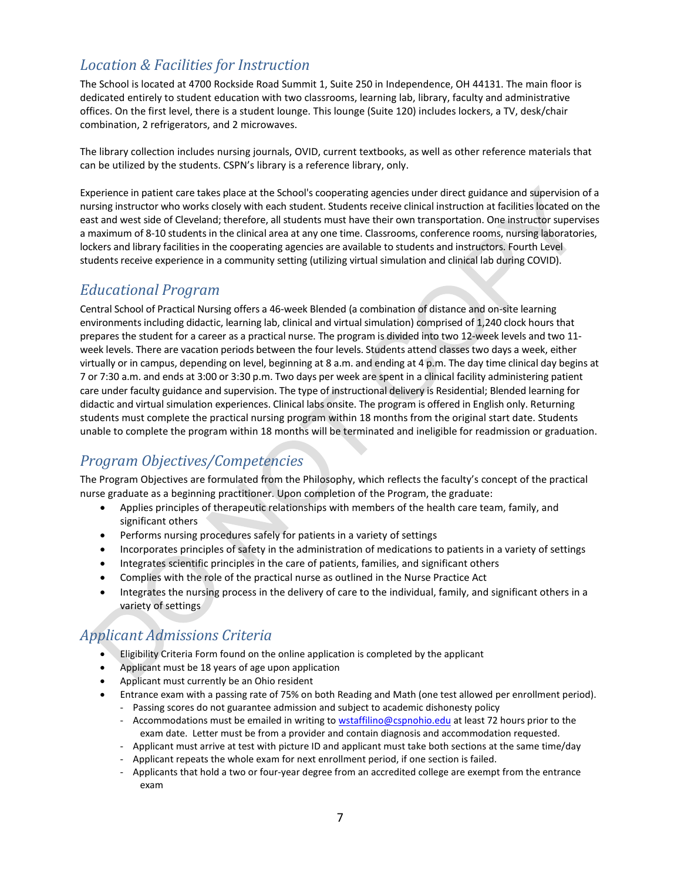## Location & Facilities for Instruction

The School is located at 4700 Rockside Road Summit 1, Suite 250 in Independence, OH 44131. The main floor is dedicated entirely to student education with two classrooms, learning lab, library, faculty and administrative offices. On the first level, there is a student lounge. This lounge (Suite 120) includes lockers, a TV, desk/chair combination, 2 refrigerators, and 2 microwaves.

The library collection includes nursing journals, OVID, current textbooks, as well as other reference materials that can be utilized by the students. CSPN's library is a reference library, only.

Experience in patient care takes place at the School's cooperating agencies under direct guidance and supervision of a nursing instructor who works closely with each student. Students receive clinical instruction at facilities located on the east and west side of Cleveland; therefore, all students must have their own transportation. One instructor supervises a maximum of 8-10 students in the clinical area at any one time. Classrooms, conference rooms, nursing laboratories, lockers and library facilities in the cooperating agencies are available to students and instructors. Fourth Level students receive experience in a community setting (utilizing virtual simulation and clinical lab during COVID).

## Educational Program

Central School of Practical Nursing offers a 46-week Blended (a combination of distance and on-site learning environments including didactic, learning lab, clinical and virtual simulation) comprised of 1,240 clock hours that prepares the student for a career as a practical nurse. The program is divided into two 12-week levels and two 11-week levels. There are vacation periods between the four levels. Students attend classes two days a week, either virtually or in campus, depending on level, beginning at 8 a.m. and ending at 4 p.m. The day time clinical day begins at 7 or 7:30 a.m. and ends at 3:00 or 3:30 p.m. Two days per week are spent in a clinical facility administering patient care under faculty guidance and supervision. The type of instructional delivery is Residential; Blended learning for didactic and virtual simulation experiences. Clinical labs onsite. The program is offered in English only. Returning students must complete the practical nursing program within 18 months from the original start date. Students unable to complete the program within 18 months will be terminated and ineligible for readmission or graduation.

## Program Objectives/Competencies

The Program Objectives are formulated from the Philosophy, which reflects the faculty's concept of the practical nurse graduate as a beginning practitioner. Upon completion of the Program, the graduate:

- Applies principles of therapeutic relationships with members of the health care team, family, and significant others
- Performs nursing procedures safely for patients in a variety of settings
- Incorporates principles of safety in the administration of medications to patients in a variety of settings
- Integrates scientific principles in the care of patients, families, and significant others
- Complies with the role of the practical nurse as outlined in the Nurse Practice Act
- Integrates the nursing process in the delivery of care to the individual, family, and significant others in a variety of settings

## Applicant Admissions Criteria

- Eligibility Criteria Form found on the online application is completed by the applicant
- Applicant must be 18 years of age upon application
- Applicant must currently be an Ohio resident
- Entrance exam with a passing rate of 75% on both Reading and Math (one test allowed per enrollment period).
  - Passing scores do not guarantee admission and subject to academic dishonesty policy
  - Accommodations must be emailed in writing to wstaffilino@cspnohio.edu at least 72 hours prior to the exam date. Letter must be from a provider and contain diagnosis and accommodation requested.
  - Applicant must arrive at test with picture ID and applicant must take both sections at the same time/day
  - Applicant repeats the whole exam for next enrollment period, if one section is failed.
  - Applicants that hold a two or four-year degree from an accredited college are exempt from the entrance exam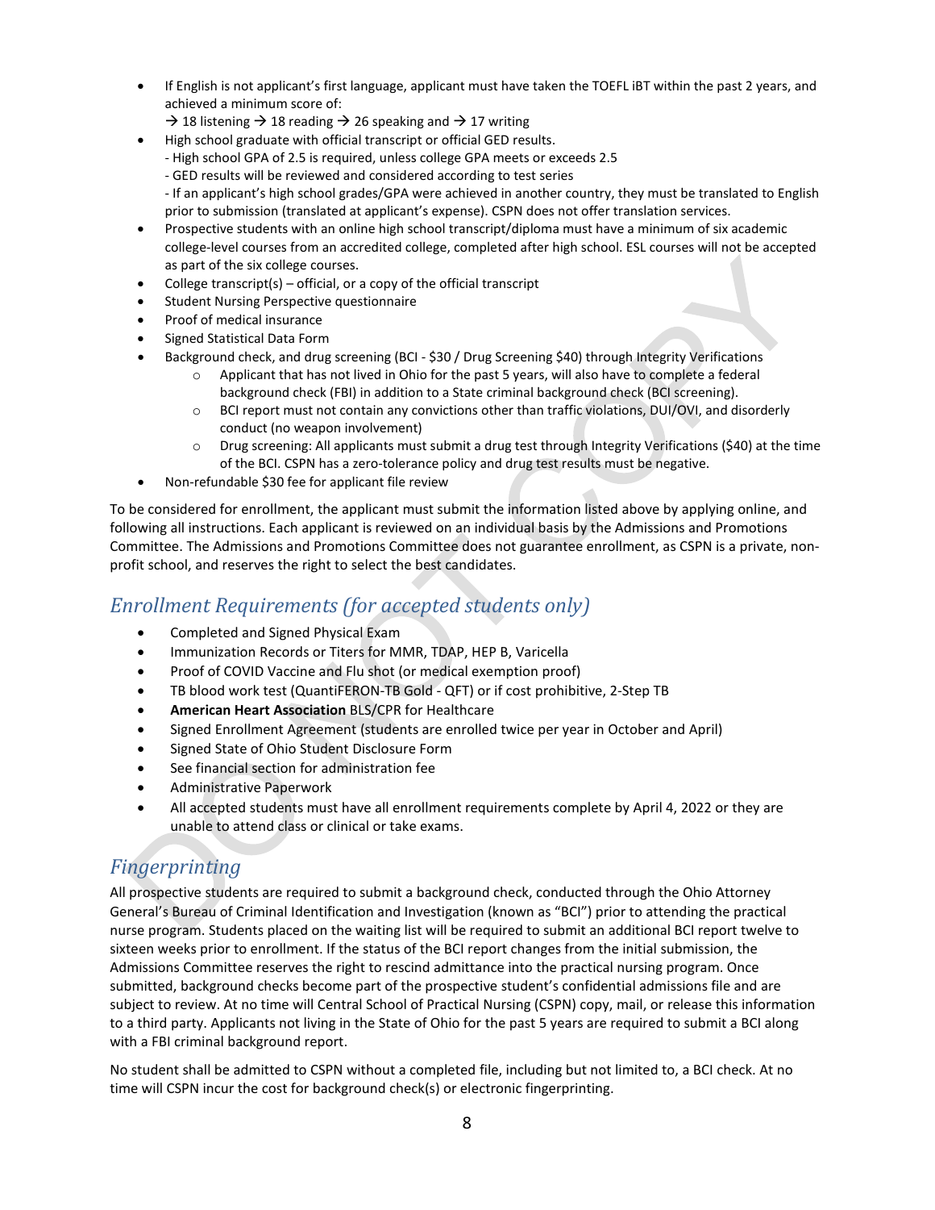- If English is not applicant's first language, applicant must have taken the TOEFL iBT within the past 2 years, and achieved a minimum score of:
  → 18 listening → 18 reading → 26 speaking and → 17 writing
- High school graduate with official transcript or official GED results.
  - High school GPA of 2.5 is required, unless college GPA meets or exceeds 2.5
  - GED results will be reviewed and considered according to test series
  - If an applicant's high school grades/GPA were achieved in another country, they must be translated to English prior to submission (translated at applicant's expense). CSPN does not offer translation services.
- Prospective students with an online high school transcript/diploma must have a minimum of six academic college-level courses from an accredited college, completed after high school. ESL courses will not be accepted as part of the six college courses.
- College transcript(s) – official, or a copy of the official transcript
- Student Nursing Perspective questionnaire
- Proof of medical insurance
- Signed Statistical Data Form
- Background check, and drug screening (BCI - $30 / Drug Screening $40) through Integrity Verifications
  - Applicant that has not lived in Ohio for the past 5 years, will also have to complete a federal background check (FBI) in addition to a State criminal background check (BCI screening).
  - BCI report must not contain any convictions other than traffic violations, DUI/OVI, and disorderly conduct (no weapon involvement)
  - Drug screening: All applicants must submit a drug test through Integrity Verifications ($40) at the time of the BCI. CSPN has a zero-tolerance policy and drug test results must be negative.
- Non-refundable $30 fee for applicant file review

To be considered for enrollment, the applicant must submit the information listed above by applying online, and following all instructions. Each applicant is reviewed on an individual basis by the Admissions and Promotions Committee. The Admissions and Promotions Committee does not guarantee enrollment, as CSPN is a private, non-profit school, and reserves the right to select the best candidates.

## *Enrollment Requirements (for accepted students only)*

- Completed and Signed Physical Exam
- Immunization Records or Titers for MMR, TDAP, HEP B, Varicella
- Proof of COVID Vaccine and Flu shot (or medical exemption proof)
- TB blood work test (QuantiFERON-TB Gold - QFT) or if cost prohibitive, 2-Step TB
- **American Heart Association** BLS/CPR for Healthcare
- Signed Enrollment Agreement (students are enrolled twice per year in October and April)
- Signed State of Ohio Student Disclosure Form
- See financial section for administration fee
- Administrative Paperwork
- All accepted students must have all enrollment requirements complete by April 4, 2022 or they are unable to attend class or clinical or take exams.

## *Fingerprinting*

All prospective students are required to submit a background check, conducted through the Ohio Attorney General's Bureau of Criminal Identification and Investigation (known as "BCI") prior to attending the practical nurse program. Students placed on the waiting list will be required to submit an additional BCI report twelve to sixteen weeks prior to enrollment. If the status of the BCI report changes from the initial submission, the Admissions Committee reserves the right to rescind admittance into the practical nursing program. Once submitted, background checks become part of the prospective student's confidential admissions file and are subject to review. At no time will Central School of Practical Nursing (CSPN) copy, mail, or release this information to a third party. Applicants not living in the State of Ohio for the past 5 years are required to submit a BCI along with a FBI criminal background report.

No student shall be admitted to CSPN without a completed file, including but not limited to, a BCI check. At no time will CSPN incur the cost for background check(s) or electronic fingerprinting.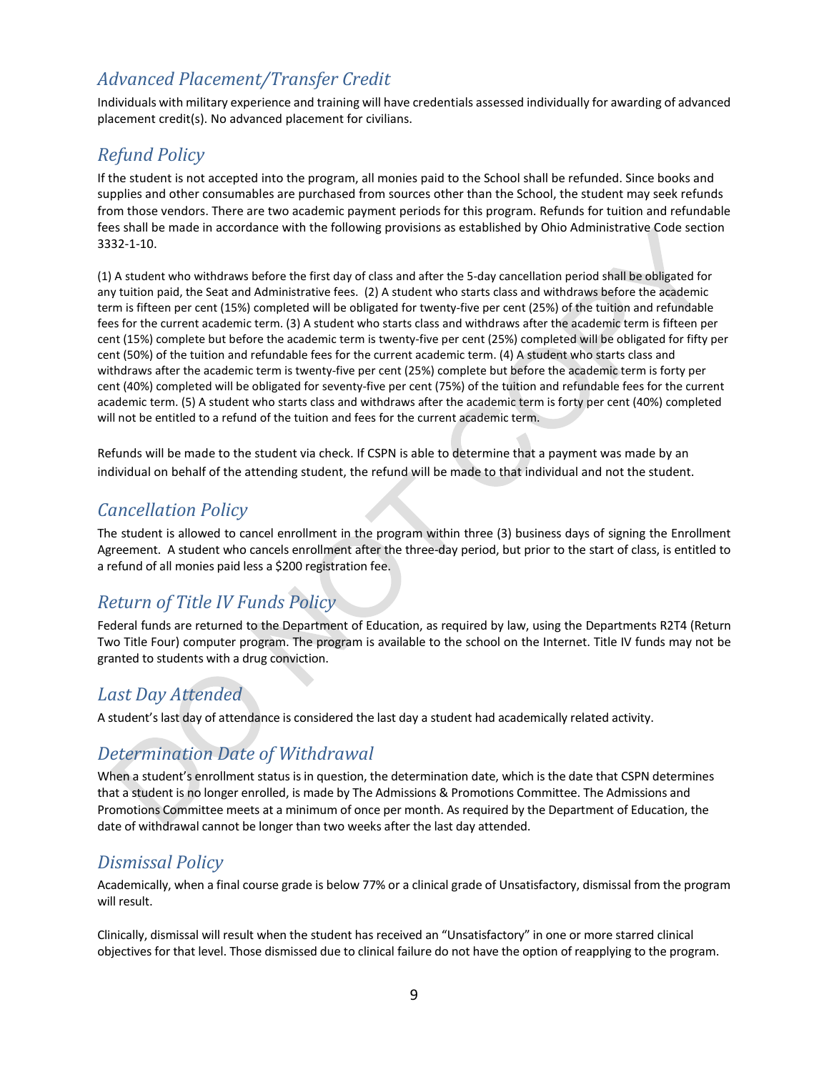## Advanced Placement/Transfer Credit

Individuals with military experience and training will have credentials assessed individually for awarding of advanced placement credit(s). No advanced placement for civilians.

## Refund Policy

If the student is not accepted into the program, all monies paid to the School shall be refunded. Since books and supplies and other consumables are purchased from sources other than the School, the student may seek refunds from those vendors. There are two academic payment periods for this program. Refunds for tuition and refundable fees shall be made in accordance with the following provisions as established by Ohio Administrative Code section 3332-1-10.

(1) A student who withdraws before the first day of class and after the 5-day cancellation period shall be obligated for any tuition paid, the Seat and Administrative fees. (2) A student who starts class and withdraws before the academic term is fifteen per cent (15%) completed will be obligated for twenty-five per cent (25%) of the tuition and refundable fees for the current academic term. (3) A student who starts class and withdraws after the academic term is fifteen per cent (15%) complete but before the academic term is twenty-five per cent (25%) completed will be obligated for fifty per cent (50%) of the tuition and refundable fees for the current academic term. (4) A student who starts class and withdraws after the academic term is twenty-five per cent (25%) complete but before the academic term is forty per cent (40%) completed will be obligated for seventy-five per cent (75%) of the tuition and refundable fees for the current academic term. (5) A student who starts class and withdraws after the academic term is forty per cent (40%) completed will not be entitled to a refund of the tuition and fees for the current academic term.

Refunds will be made to the student via check. If CSPN is able to determine that a payment was made by an individual on behalf of the attending student, the refund will be made to that individual and not the student.

## Cancellation Policy

The student is allowed to cancel enrollment in the program within three (3) business days of signing the Enrollment Agreement. A student who cancels enrollment after the three-day period, but prior to the start of class, is entitled to a refund of all monies paid less a $200 registration fee.

## Return of Title IV Funds Policy

Federal funds are returned to the Department of Education, as required by law, using the Departments R2T4 (Return Two Title Four) computer program. The program is available to the school on the Internet. Title IV funds may not be granted to students with a drug conviction.

## Last Day Attended

A student's last day of attendance is considered the last day a student had academically related activity.

## Determination Date of Withdrawal

When a student's enrollment status is in question, the determination date, which is the date that CSPN determines that a student is no longer enrolled, is made by The Admissions & Promotions Committee. The Admissions and Promotions Committee meets at a minimum of once per month. As required by the Department of Education, the date of withdrawal cannot be longer than two weeks after the last day attended.

## Dismissal Policy

Academically, when a final course grade is below 77% or a clinical grade of Unsatisfactory, dismissal from the program will result.

Clinically, dismissal will result when the student has received an "Unsatisfactory" in one or more starred clinical objectives for that level. Those dismissed due to clinical failure do not have the option of reapplying to the program.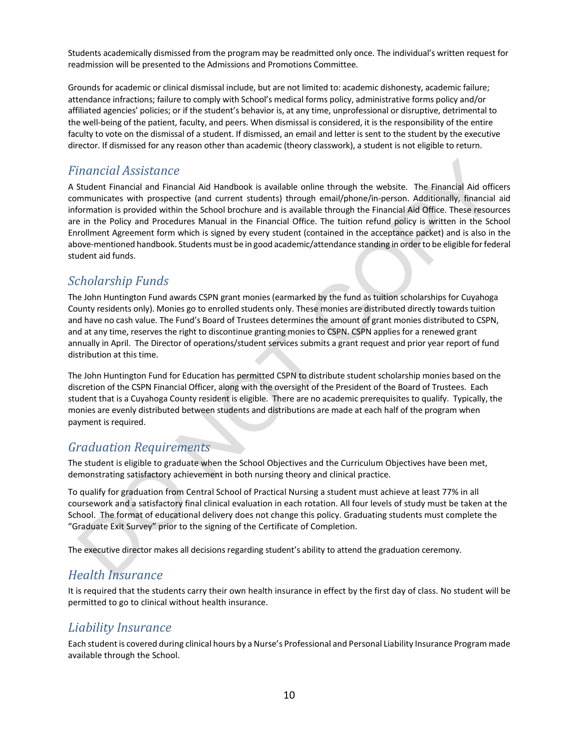Students academically dismissed from the program may be readmitted only once. The individual's written request for readmission will be presented to the Admissions and Promotions Committee.

Grounds for academic or clinical dismissal include, but are not limited to: academic dishonesty, academic failure; attendance infractions; failure to comply with School's medical forms policy, administrative forms policy and/or affiliated agencies' policies; or if the student's behavior is, at any time, unprofessional or disruptive, detrimental to the well-being of the patient, faculty, and peers. When dismissal is considered, it is the responsibility of the entire faculty to vote on the dismissal of a student. If dismissed, an email and letter is sent to the student by the executive director. If dismissed for any reason other than academic (theory classwork), a student is not eligible to return.

## Financial Assistance

A Student Financial and Financial Aid Handbook is available online through the website. The Financial Aid officers communicates with prospective (and current students) through email/phone/in-person. Additionally, financial aid information is provided within the School brochure and is available through the Financial Aid Office. These resources are in the Policy and Procedures Manual in the Financial Office. The tuition refund policy is written in the School Enrollment Agreement form which is signed by every student (contained in the acceptance packet) and is also in the above-mentioned handbook. Students must be in good academic/attendance standing in order to be eligible for federal student aid funds.

## Scholarship Funds

The John Huntington Fund awards CSPN grant monies (earmarked by the fund as tuition scholarships for Cuyahoga County residents only). Monies go to enrolled students only. These monies are distributed directly towards tuition and have no cash value. The Fund's Board of Trustees determines the amount of grant monies distributed to CSPN, and at any time, reserves the right to discontinue granting monies to CSPN. CSPN applies for a renewed grant annually in April. The Director of operations/student services submits a grant request and prior year report of fund distribution at this time.

The John Huntington Fund for Education has permitted CSPN to distribute student scholarship monies based on the discretion of the CSPN Financial Officer, along with the oversight of the President of the Board of Trustees. Each student that is a Cuyahoga County resident is eligible. There are no academic prerequisites to qualify. Typically, the monies are evenly distributed between students and distributions are made at each half of the program when payment is required.

## Graduation Requirements

The student is eligible to graduate when the School Objectives and the Curriculum Objectives have been met, demonstrating satisfactory achievement in both nursing theory and clinical practice.

To qualify for graduation from Central School of Practical Nursing a student must achieve at least 77% in all coursework and a satisfactory final clinical evaluation in each rotation. All four levels of study must be taken at the School. The format of educational delivery does not change this policy. Graduating students must complete the "Graduate Exit Survey" prior to the signing of the Certificate of Completion.

The executive director makes all decisions regarding student's ability to attend the graduation ceremony.

## Health Insurance

It is required that the students carry their own health insurance in effect by the first day of class. No student will be permitted to go to clinical without health insurance.

## Liability Insurance

Each student is covered during clinical hours by a Nurse's Professional and Personal Liability Insurance Program made available through the School.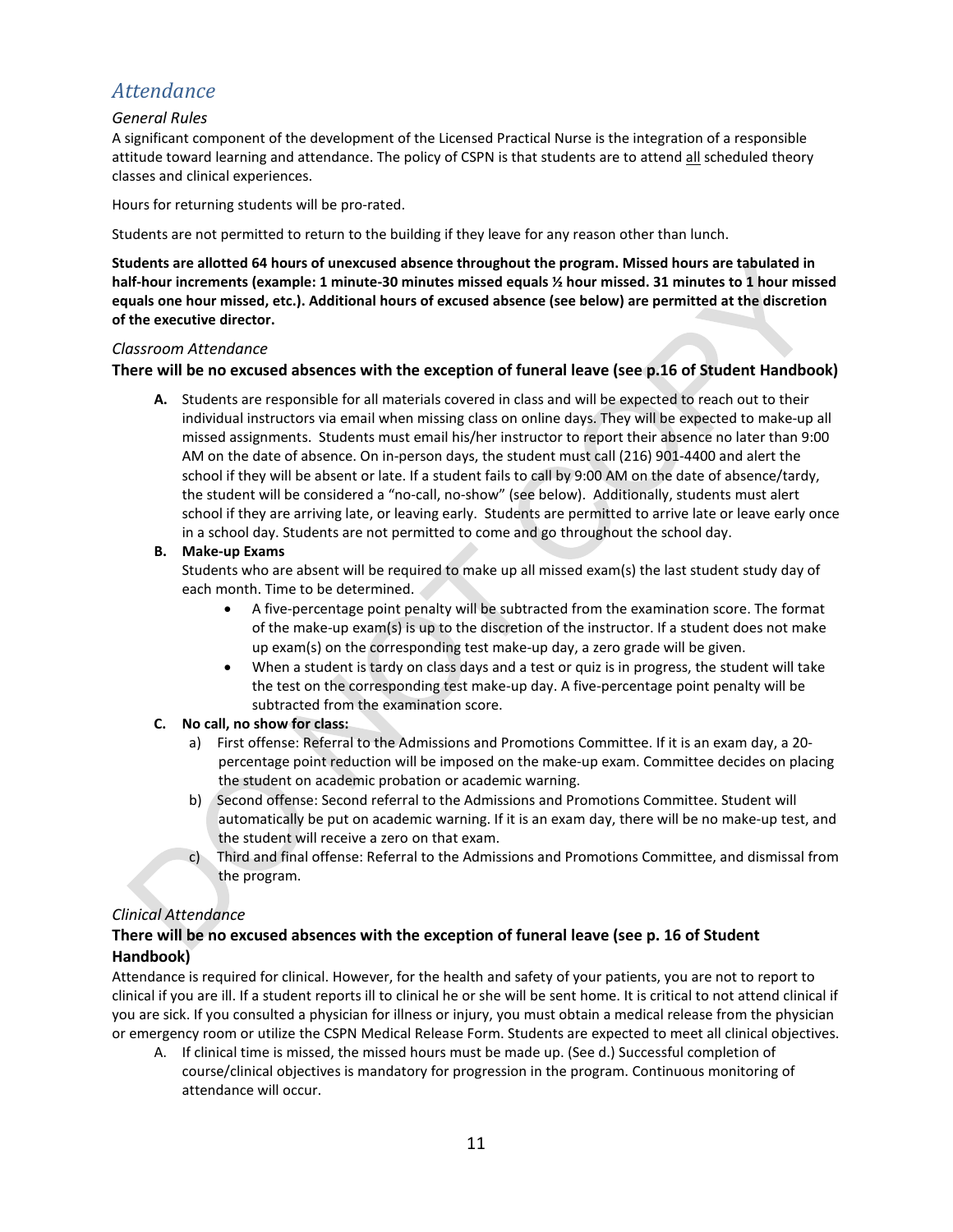# Attendance

### *General Rules*

A significant component of the development of the Licensed Practical Nurse is the integration of a responsible attitude toward learning and attendance. The policy of CSPN is that students are to attend all scheduled theory classes and clinical experiences.

Hours for returning students will be pro-rated.

Students are not permitted to return to the building if they leave for any reason other than lunch.

**Students are allotted 64 hours of unexcused absence throughout the program. Missed hours are tabulated in half-hour increments (example: 1 minute-30 minutes missed equals ½ hour missed. 31 minutes to 1 hour missed equals one hour missed, etc.). Additional hours of excused absence (see below) are permitted at the discretion of the executive director.**

### *Classroom Attendance*

**There will be no excused absences with the exception of funeral leave (see p.16 of Student Handbook)**

**A.** Students are responsible for all materials covered in class and will be expected to reach out to their individual instructors via email when missing class on online days. They will be expected to make-up all missed assignments. Students must email his/her instructor to report their absence no later than 9:00 AM on the date of absence. On in-person days, the student must call (216) 901-4400 and alert the school if they will be absent or late. If a student fails to call by 9:00 AM on the date of absence/tardy, the student will be considered a "no-call, no-show" (see below). Additionally, students must alert school if they are arriving late, or leaving early. Students are permitted to arrive late or leave early once in a school day. Students are not permitted to come and go throughout the school day.

**B. Make-up Exams**

Students who are absent will be required to make up all missed exam(s) the last student study day of each month. Time to be determined.

- A five-percentage point penalty will be subtracted from the examination score. The format of the make-up exam(s) is up to the discretion of the instructor. If a student does not make up exam(s) on the corresponding test make-up day, a zero grade will be given.
- When a student is tardy on class days and a test or quiz is in progress, the student will take the test on the corresponding test make-up day. A five-percentage point penalty will be subtracted from the examination score.

**C. No call, no show for class:**

a) First offense: Referral to the Admissions and Promotions Committee. If it is an exam day, a 20-percentage point reduction will be imposed on the make-up exam. Committee decides on placing the student on academic probation or academic warning.

b) Second offense: Second referral to the Admissions and Promotions Committee. Student will automatically be put on academic warning. If it is an exam day, there will be no make-up test, and the student will receive a zero on that exam.

c) Third and final offense: Referral to the Admissions and Promotions Committee, and dismissal from the program.

### *Clinical Attendance*

**There will be no excused absences with the exception of funeral leave (see p. 16 of Student Handbook)**

Attendance is required for clinical. However, for the health and safety of your patients, you are not to report to clinical if you are ill. If a student reports ill to clinical he or she will be sent home. It is critical to not attend clinical if you are sick. If you consulted a physician for illness or injury, you must obtain a medical release from the physician or emergency room or utilize the CSPN Medical Release Form. Students are expected to meet all clinical objectives.

A. If clinical time is missed, the missed hours must be made up. (See d.) Successful completion of course/clinical objectives is mandatory for progression in the program. Continuous monitoring of attendance will occur.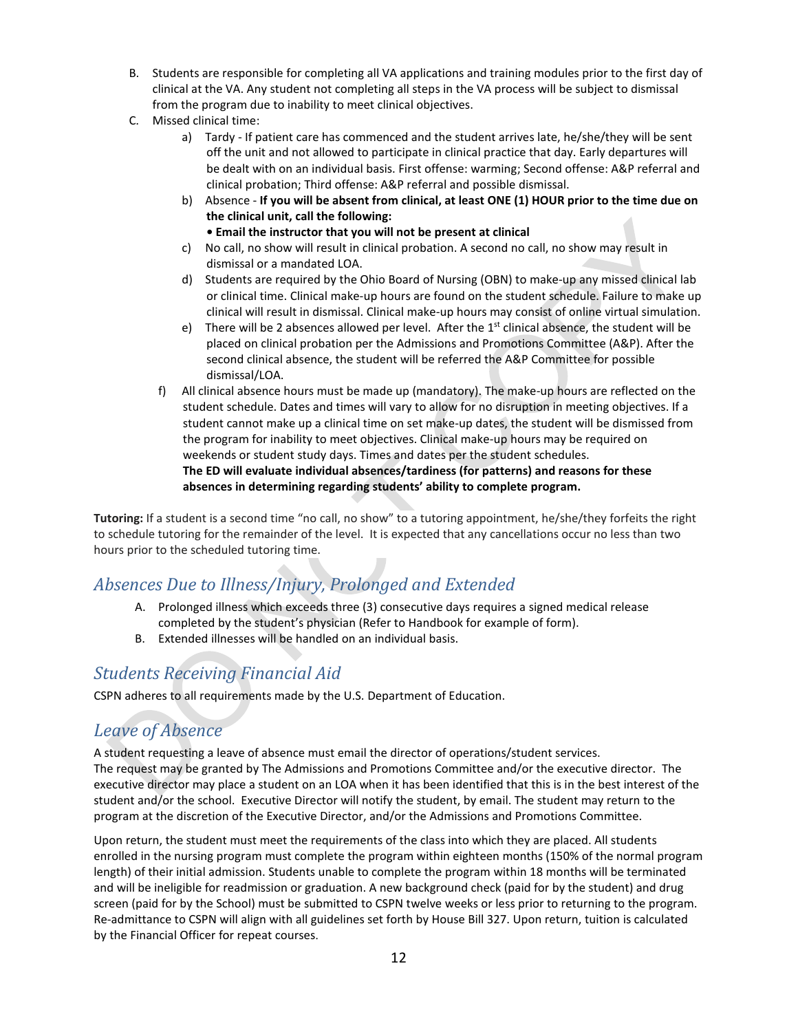B. Students are responsible for completing all VA applications and training modules prior to the first day of clinical at the VA. Any student not completing all steps in the VA process will be subject to dismissal from the program due to inability to meet clinical objectives.

C. Missed clinical time:

a) Tardy - If patient care has commenced and the student arrives late, he/she/they will be sent off the unit and not allowed to participate in clinical practice that day. Early departures will be dealt with on an individual basis. First offense: warming; Second offense: A&P referral and clinical probation; Third offense: A&P referral and possible dismissal.

b) Absence - **If you will be absent from clinical, at least ONE (1) HOUR prior to the time due on the clinical unit, call the following:**
**• Email the instructor that you will not be present at clinical**

c) No call, no show will result in clinical probation. A second no call, no show may result in dismissal or a mandated LOA.

d) Students are required by the Ohio Board of Nursing (OBN) to make-up any missed clinical lab or clinical time. Clinical make-up hours are found on the student schedule. Failure to make up clinical will result in dismissal. Clinical make-up hours may consist of online virtual simulation.

e) There will be 2 absences allowed per level. After the 1st clinical absence, the student will be placed on clinical probation per the Admissions and Promotions Committee (A&P). After the second clinical absence, the student will be referred the A&P Committee for possible dismissal/LOA.

f) All clinical absence hours must be made up (mandatory). The make-up hours are reflected on the student schedule. Dates and times will vary to allow for no disruption in meeting objectives. If a student cannot make up a clinical time on set make-up dates, the student will be dismissed from the program for inability to meet objectives. Clinical make-up hours may be required on weekends or student study days. Times and dates per the student schedules.
**The ED will evaluate individual absences/tardiness (for patterns) and reasons for these absences in determining regarding students' ability to complete program.**

**Tutoring:** If a student is a second time "no call, no show" to a tutoring appointment, he/she/they forfeits the right to schedule tutoring for the remainder of the level. It is expected that any cancellations occur no less than two hours prior to the scheduled tutoring time.

## *Absences Due to Illness/Injury, Prolonged and Extended*

A. Prolonged illness which exceeds three (3) consecutive days requires a signed medical release completed by the student's physician (Refer to Handbook for example of form).

B. Extended illnesses will be handled on an individual basis.

## *Students Receiving Financial Aid*

CSPN adheres to all requirements made by the U.S. Department of Education.

## *Leave of Absence*

A student requesting a leave of absence must email the director of operations/student services.
The request may be granted by The Admissions and Promotions Committee and/or the executive director. The executive director may place a student on an LOA when it has been identified that this is in the best interest of the student and/or the school. Executive Director will notify the student, by email. The student may return to the program at the discretion of the Executive Director, and/or the Admissions and Promotions Committee.

Upon return, the student must meet the requirements of the class into which they are placed. All students enrolled in the nursing program must complete the program within eighteen months (150% of the normal program length) of their initial admission. Students unable to complete the program within 18 months will be terminated and will be ineligible for readmission or graduation. A new background check (paid for by the student) and drug screen (paid for by the School) must be submitted to CSPN twelve weeks or less prior to returning to the program. Re-admittance to CSPN will align with all guidelines set forth by House Bill 327. Upon return, tuition is calculated by the Financial Officer for repeat courses.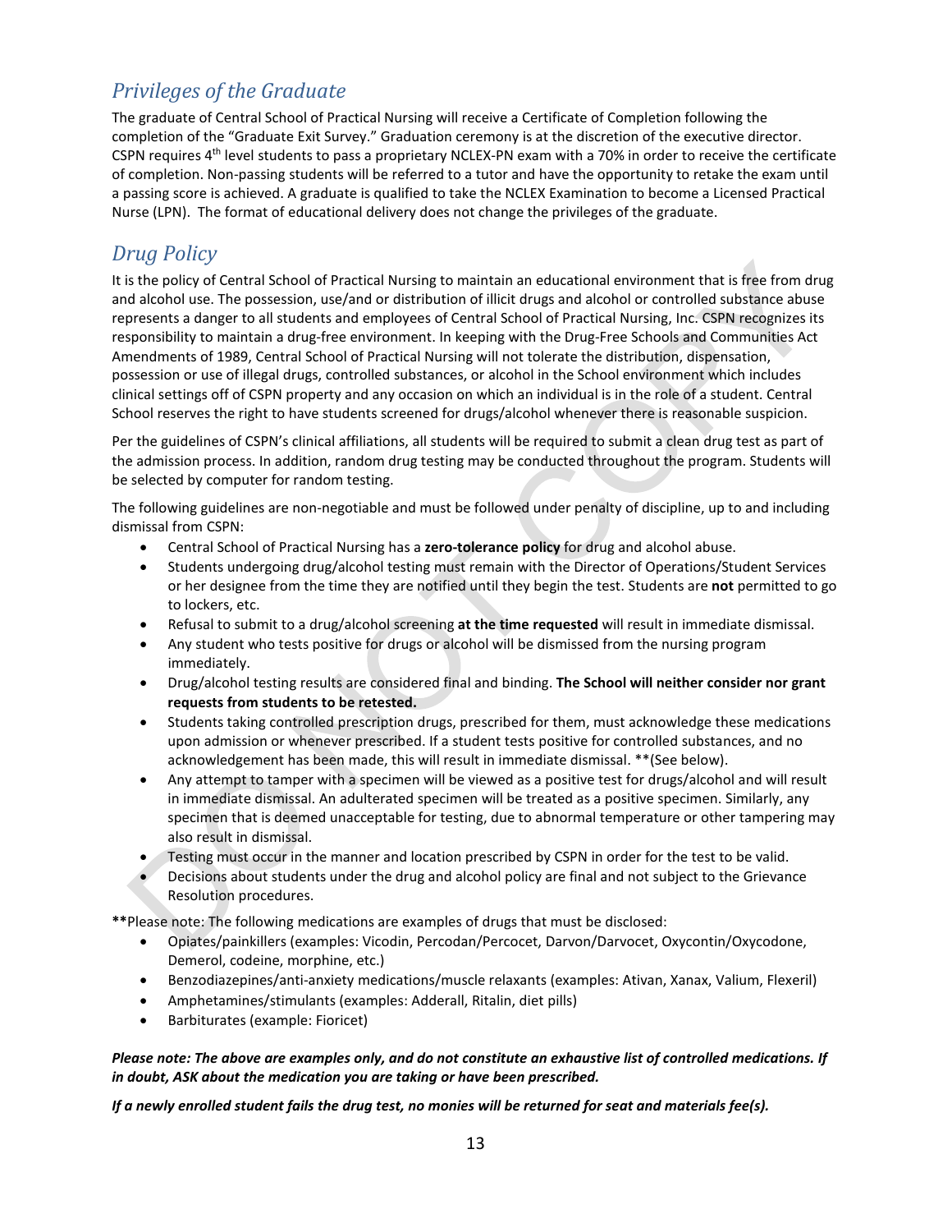## *Privileges of the Graduate*

The graduate of Central School of Practical Nursing will receive a Certificate of Completion following the completion of the "Graduate Exit Survey." Graduation ceremony is at the discretion of the executive director. CSPN requires 4th level students to pass a proprietary NCLEX-PN exam with a 70% in order to receive the certificate of completion. Non-passing students will be referred to a tutor and have the opportunity to retake the exam until a passing score is achieved. A graduate is qualified to take the NCLEX Examination to become a Licensed Practical Nurse (LPN). The format of educational delivery does not change the privileges of the graduate.

## *Drug Policy*

It is the policy of Central School of Practical Nursing to maintain an educational environment that is free from drug and alcohol use. The possession, use/and or distribution of illicit drugs and alcohol or controlled substance abuse represents a danger to all students and employees of Central School of Practical Nursing, Inc. CSPN recognizes its responsibility to maintain a drug-free environment. In keeping with the Drug-Free Schools and Communities Act Amendments of 1989, Central School of Practical Nursing will not tolerate the distribution, dispensation, possession or use of illegal drugs, controlled substances, or alcohol in the School environment which includes clinical settings off of CSPN property and any occasion on which an individual is in the role of a student. Central School reserves the right to have students screened for drugs/alcohol whenever there is reasonable suspicion.

Per the guidelines of CSPN's clinical affiliations, all students will be required to submit a clean drug test as part of the admission process. In addition, random drug testing may be conducted throughout the program. Students will be selected by computer for random testing.

The following guidelines are non-negotiable and must be followed under penalty of discipline, up to and including dismissal from CSPN:

- Central School of Practical Nursing has a **zero-tolerance policy** for drug and alcohol abuse.
- Students undergoing drug/alcohol testing must remain with the Director of Operations/Student Services or her designee from the time they are notified until they begin the test. Students are **not** permitted to go to lockers, etc.
- Refusal to submit to a drug/alcohol screening **at the time requested** will result in immediate dismissal.
- Any student who tests positive for drugs or alcohol will be dismissed from the nursing program immediately.
- Drug/alcohol testing results are considered final and binding. **The School will neither consider nor grant requests from students to be retested.**
- Students taking controlled prescription drugs, prescribed for them, must acknowledge these medications upon admission or whenever prescribed. If a student tests positive for controlled substances, and no acknowledgement has been made, this will result in immediate dismissal. **(See below).
- Any attempt to tamper with a specimen will be viewed as a positive test for drugs/alcohol and will result in immediate dismissal. An adulterated specimen will be treated as a positive specimen. Similarly, any specimen that is deemed unacceptable for testing, due to abnormal temperature or other tampering may also result in dismissal.
- Testing must occur in the manner and location prescribed by CSPN in order for the test to be valid.
- Decisions about students under the drug and alcohol policy are final and not subject to the Grievance Resolution procedures.

**Please note: The following medications are examples of drugs that must be disclosed:

- Opiates/painkillers (examples: Vicodin, Percodan/Percocet, Darvon/Darvocet, Oxycontin/Oxycodone, Demerol, codeine, morphine, etc.)
- Benzodiazepines/anti-anxiety medications/muscle relaxants (examples: Ativan, Xanax, Valium, Flexeril)
- Amphetamines/stimulants (examples: Adderall, Ritalin, diet pills)
- Barbiturates (example: Fioricet)

***Please note: The above are examples only, and do not constitute an exhaustive list of controlled medications. If in doubt, ASK about the medication you are taking or have been prescribed.***

***If a newly enrolled student fails the drug test, no monies will be returned for seat and materials fee(s).***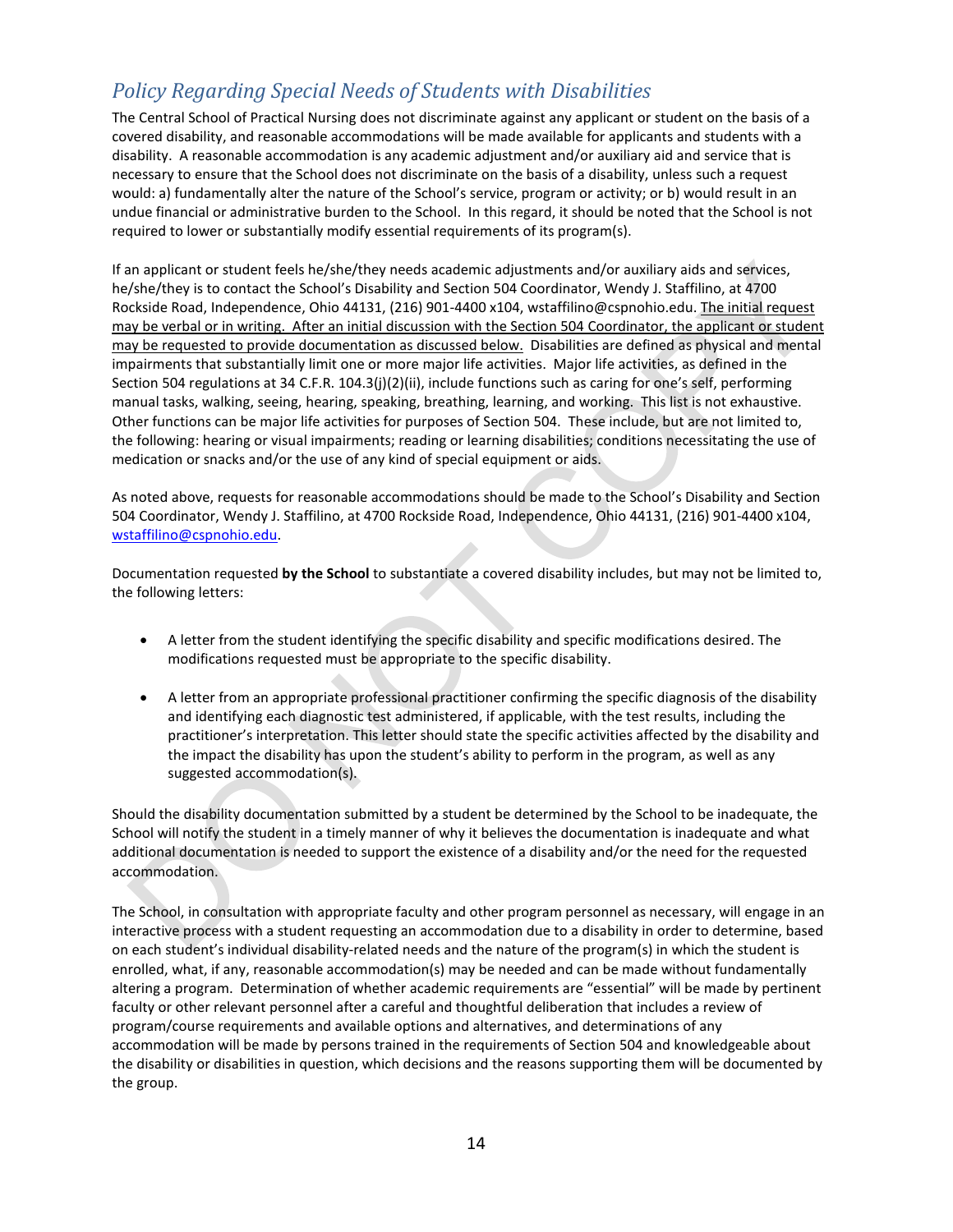## *Policy Regarding Special Needs of Students with Disabilities*

The Central School of Practical Nursing does not discriminate against any applicant or student on the basis of a covered disability, and reasonable accommodations will be made available for applicants and students with a disability. A reasonable accommodation is any academic adjustment and/or auxiliary aid and service that is necessary to ensure that the School does not discriminate on the basis of a disability, unless such a request would: a) fundamentally alter the nature of the School's service, program or activity; or b) would result in an undue financial or administrative burden to the School. In this regard, it should be noted that the School is not required to lower or substantially modify essential requirements of its program(s).

If an applicant or student feels he/she/they needs academic adjustments and/or auxiliary aids and services, he/she/they is to contact the School's Disability and Section 504 Coordinator, Wendy J. Staffilino, at 4700 Rockside Road, Independence, Ohio 44131, (216) 901-4400 x104, wstaffilino@cspnohio.edu. <u>The initial request may be verbal or in writing. After an initial discussion with the Section 504 Coordinator, the applicant or student may be requested to provide documentation as discussed below.</u> Disabilities are defined as physical and mental impairments that substantially limit one or more major life activities. Major life activities, as defined in the Section 504 regulations at 34 C.F.R. 104.3(j)(2)(ii), include functions such as caring for one's self, performing manual tasks, walking, seeing, hearing, speaking, breathing, learning, and working. This list is not exhaustive. Other functions can be major life activities for purposes of Section 504. These include, but are not limited to, the following: hearing or visual impairments; reading or learning disabilities; conditions necessitating the use of medication or snacks and/or the use of any kind of special equipment or aids.

As noted above, requests for reasonable accommodations should be made to the School's Disability and Section 504 Coordinator, Wendy J. Staffilino, at 4700 Rockside Road, Independence, Ohio 44131, (216) 901-4400 x104, wstaffilino@cspnohio.edu.

Documentation requested **by the School** to substantiate a covered disability includes, but may not be limited to, the following letters:

- A letter from the student identifying the specific disability and specific modifications desired. The modifications requested must be appropriate to the specific disability.
- A letter from an appropriate professional practitioner confirming the specific diagnosis of the disability and identifying each diagnostic test administered, if applicable, with the test results, including the practitioner's interpretation. This letter should state the specific activities affected by the disability and the impact the disability has upon the student's ability to perform in the program, as well as any suggested accommodation(s).

Should the disability documentation submitted by a student be determined by the School to be inadequate, the School will notify the student in a timely manner of why it believes the documentation is inadequate and what additional documentation is needed to support the existence of a disability and/or the need for the requested accommodation.

The School, in consultation with appropriate faculty and other program personnel as necessary, will engage in an interactive process with a student requesting an accommodation due to a disability in order to determine, based on each student's individual disability-related needs and the nature of the program(s) in which the student is enrolled, what, if any, reasonable accommodation(s) may be needed and can be made without fundamentally altering a program. Determination of whether academic requirements are "essential" will be made by pertinent faculty or other relevant personnel after a careful and thoughtful deliberation that includes a review of program/course requirements and available options and alternatives, and determinations of any accommodation will be made by persons trained in the requirements of Section 504 and knowledgeable about the disability or disabilities in question, which decisions and the reasons supporting them will be documented by the group.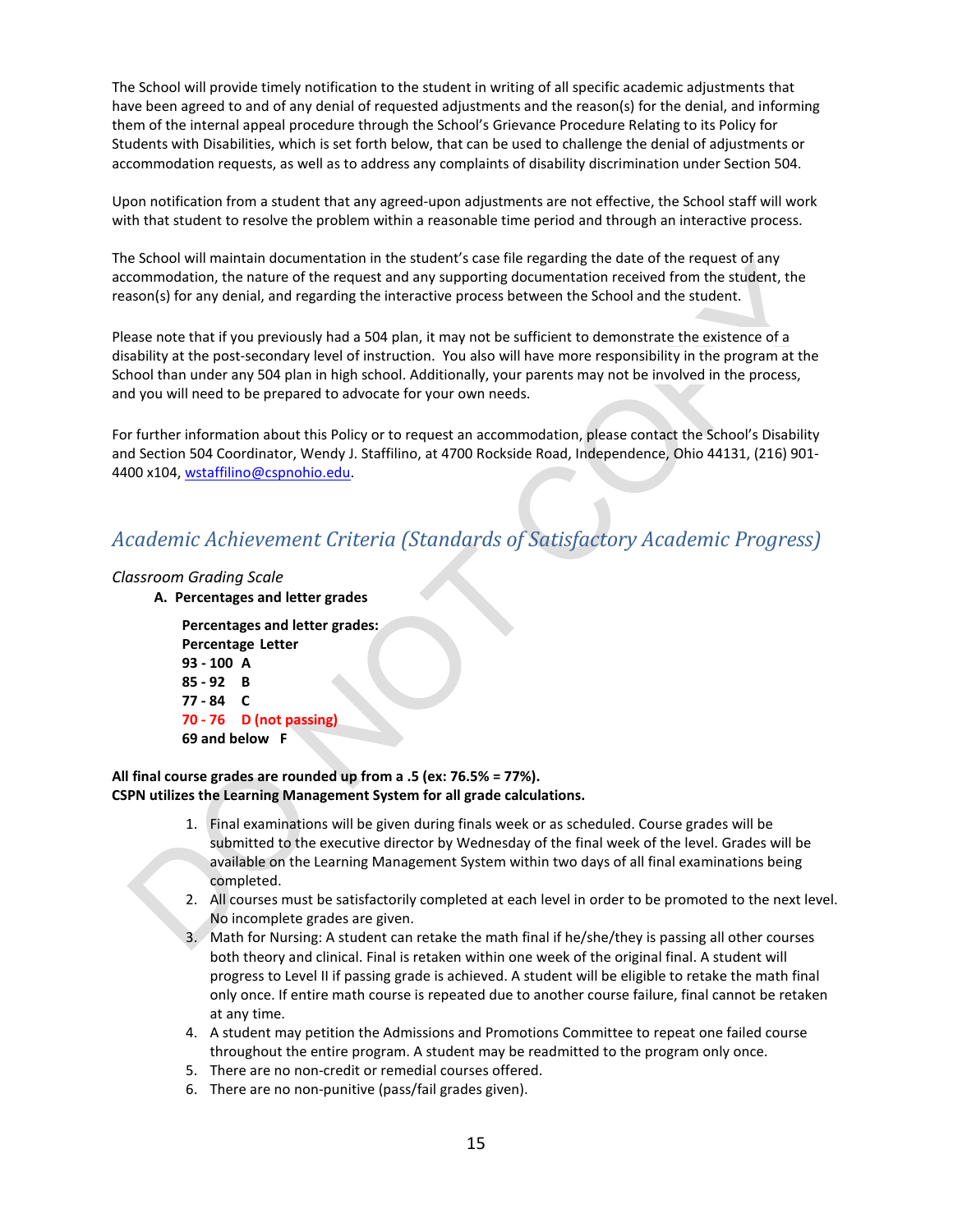The School will provide timely notification to the student in writing of all specific academic adjustments that have been agreed to and of any denial of requested adjustments and the reason(s) for the denial, and informing them of the internal appeal procedure through the School's Grievance Procedure Relating to its Policy for Students with Disabilities, which is set forth below, that can be used to challenge the denial of adjustments or accommodation requests, as well as to address any complaints of disability discrimination under Section 504.

Upon notification from a student that any agreed-upon adjustments are not effective, the School staff will work with that student to resolve the problem within a reasonable time period and through an interactive process.

The School will maintain documentation in the student's case file regarding the date of the request of any accommodation, the nature of the request and any supporting documentation received from the student, the reason(s) for any denial, and regarding the interactive process between the School and the student.

Please note that if you previously had a 504 plan, it may not be sufficient to demonstrate the existence of a disability at the post-secondary level of instruction. You also will have more responsibility in the program at the School than under any 504 plan in high school. Additionally, your parents may not be involved in the process, and you will need to be prepared to advocate for your own needs.

For further information about this Policy or to request an accommodation, please contact the School's Disability and Section 504 Coordinator, Wendy J. Staffilino, at 4700 Rockside Road, Independence, Ohio 44131, (216) 901-4400 x104, wstaffilino@cspnohio.edu.

## *Academic Achievement Criteria (Standards of Satisfactory Academic Progress)*

*Classroom Grading Scale*

**A. Percentages and letter grades**

**Percentages and letter grades:**

| Percentage | Letter |
|---|---|
| **93 - 100** | **A** |
| **85 - 92** | **B** |
| **77 - 84** | **C** |
| **70 - 76** | **D (not passing)** |
| **69 and below** | **F** |

**All final course grades are rounded up from a .5 (ex: 76.5% = 77%).**
**CSPN utilizes the Learning Management System for all grade calculations.**

1. Final examinations will be given during finals week or as scheduled. Course grades will be submitted to the executive director by Wednesday of the final week of the level. Grades will be available on the Learning Management System within two days of all final examinations being completed.
2. All courses must be satisfactorily completed at each level in order to be promoted to the next level. No incomplete grades are given.
3. Math for Nursing: A student can retake the math final if he/she/they is passing all other courses both theory and clinical. Final is retaken within one week of the original final. A student will progress to Level II if passing grade is achieved. A student will be eligible to retake the math final only once. If entire math course is repeated due to another course failure, final cannot be retaken at any time.
4. A student may petition the Admissions and Promotions Committee to repeat one failed course throughout the entire program. A student may be readmitted to the program only once.
5. There are no non-credit or remedial courses offered.
6. There are no non-punitive (pass/fail grades given).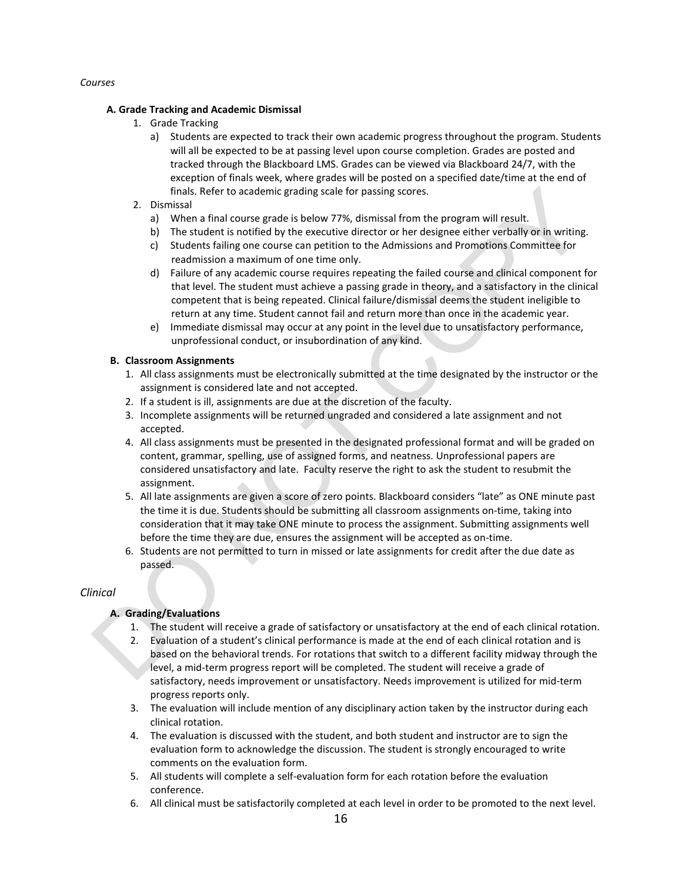*Courses*

**A. Grade Tracking and Academic Dismissal**

1. Grade Tracking
   a) Students are expected to track their own academic progress throughout the program. Students will all be expected to be at passing level upon course completion. Grades are posted and tracked through the Blackboard LMS. Grades can be viewed via Blackboard 24/7, with the exception of finals week, where grades will be posted on a specified date/time at the end of finals. Refer to academic grading scale for passing scores.
2. Dismissal
   a) When a final course grade is below 77%, dismissal from the program will result.
   b) The student is notified by the executive director or her designee either verbally or in writing.
   c) Students failing one course can petition to the Admissions and Promotions Committee for readmission a maximum of one time only.
   d) Failure of any academic course requires repeating the failed course and clinical component for that level. The student must achieve a passing grade in theory, and a satisfactory in the clinical competent that is being repeated. Clinical failure/dismissal deems the student ineligible to return at any time. Student cannot fail and return more than once in the academic year.
   e) Immediate dismissal may occur at any point in the level due to unsatisfactory performance, unprofessional conduct, or insubordination of any kind.

**B. Classroom Assignments**

1. All class assignments must be electronically submitted at the time designated by the instructor or the assignment is considered late and not accepted.
2. If a student is ill, assignments are due at the discretion of the faculty.
3. Incomplete assignments will be returned ungraded and considered a late assignment and not accepted.
4. All class assignments must be presented in the designated professional format and will be graded on content, grammar, spelling, use of assigned forms, and neatness. Unprofessional papers are considered unsatisfactory and late. Faculty reserve the right to ask the student to resubmit the assignment.
5. All late assignments are given a score of zero points. Blackboard considers "late" as ONE minute past the time it is due. Students should be submitting all classroom assignments on-time, taking into consideration that it may take ONE minute to process the assignment. Submitting assignments well before the time they are due, ensures the assignment will be accepted as on-time.
6. Students are not permitted to turn in missed or late assignments for credit after the due date as passed.

*Clinical*

**A. Grading/Evaluations**

1. The student will receive a grade of satisfactory or unsatisfactory at the end of each clinical rotation.
2. Evaluation of a student's clinical performance is made at the end of each clinical rotation and is based on the behavioral trends. For rotations that switch to a different facility midway through the level, a mid-term progress report will be completed. The student will receive a grade of satisfactory, needs improvement or unsatisfactory. Needs improvement is utilized for mid-term progress reports only.
3. The evaluation will include mention of any disciplinary action taken by the instructor during each clinical rotation.
4. The evaluation is discussed with the student, and both student and instructor are to sign the evaluation form to acknowledge the discussion. The student is strongly encouraged to write comments on the evaluation form.
5. All students will complete a self-evaluation form for each rotation before the evaluation conference.
6. All clinical must be satisfactorily completed at each level in order to be promoted to the next level.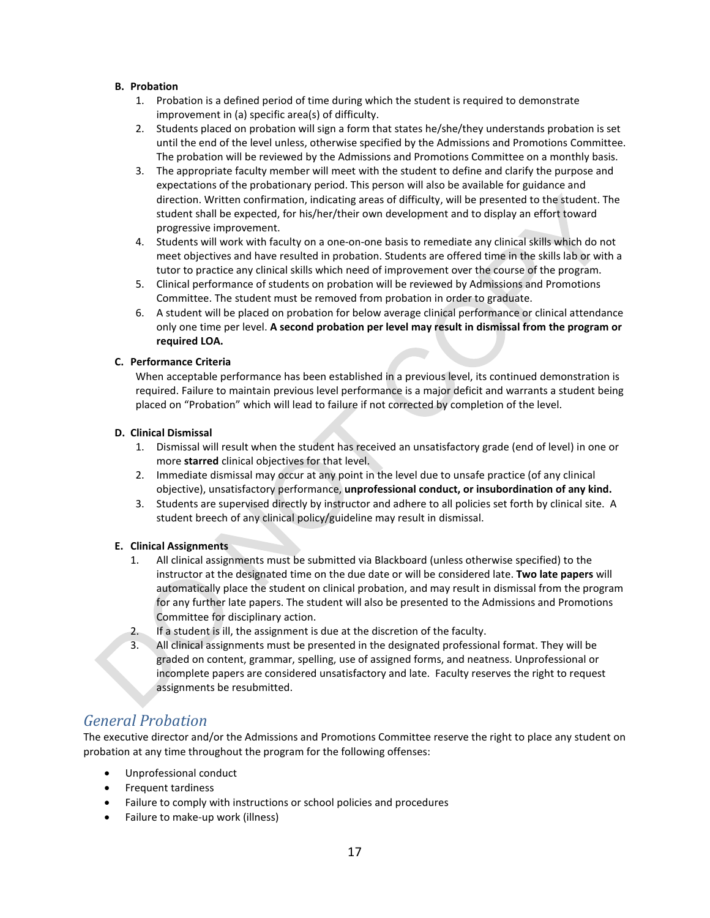### B. Probation

1. Probation is a defined period of time during which the student is required to demonstrate improvement in (a) specific area(s) of difficulty.
2. Students placed on probation will sign a form that states he/she/they understands probation is set until the end of the level unless, otherwise specified by the Admissions and Promotions Committee. The probation will be reviewed by the Admissions and Promotions Committee on a monthly basis.
3. The appropriate faculty member will meet with the student to define and clarify the purpose and expectations of the probationary period. This person will also be available for guidance and direction. Written confirmation, indicating areas of difficulty, will be presented to the student. The student shall be expected, for his/her/their own development and to display an effort toward progressive improvement.
4. Students will work with faculty on a one-on-one basis to remediate any clinical skills which do not meet objectives and have resulted in probation. Students are offered time in the skills lab or with a tutor to practice any clinical skills which need of improvement over the course of the program.
5. Clinical performance of students on probation will be reviewed by Admissions and Promotions Committee. The student must be removed from probation in order to graduate.
6. A student will be placed on probation for below average clinical performance or clinical attendance only one time per level. **A second probation per level may result in dismissal from the program or required LOA.**

### C. Performance Criteria

When acceptable performance has been established in a previous level, its continued demonstration is required. Failure to maintain previous level performance is a major deficit and warrants a student being placed on "Probation" which will lead to failure if not corrected by completion of the level.

### D. Clinical Dismissal

1. Dismissal will result when the student has received an unsatisfactory grade (end of level) in one or more **starred** clinical objectives for that level.
2. Immediate dismissal may occur at any point in the level due to unsafe practice (of any clinical objective), unsatisfactory performance, **unprofessional conduct, or insubordination of any kind.**
3. Students are supervised directly by instructor and adhere to all policies set forth by clinical site. A student breech of any clinical policy/guideline may result in dismissal.

### E. Clinical Assignments

1. All clinical assignments must be submitted via Blackboard (unless otherwise specified) to the instructor at the designated time on the due date or will be considered late. **Two late papers** will automatically place the student on clinical probation, and may result in dismissal from the program for any further late papers. The student will also be presented to the Admissions and Promotions Committee for disciplinary action.
2. If a student is ill, the assignment is due at the discretion of the faculty.
3. All clinical assignments must be presented in the designated professional format. They will be graded on content, grammar, spelling, use of assigned forms, and neatness. Unprofessional or incomplete papers are considered unsatisfactory and late. Faculty reserves the right to request assignments be resubmitted.

## *General Probation*

The executive director and/or the Admissions and Promotions Committee reserve the right to place any student on probation at any time throughout the program for the following offenses:

- Unprofessional conduct
- Frequent tardiness
- Failure to comply with instructions or school policies and procedures
- Failure to make-up work (illness)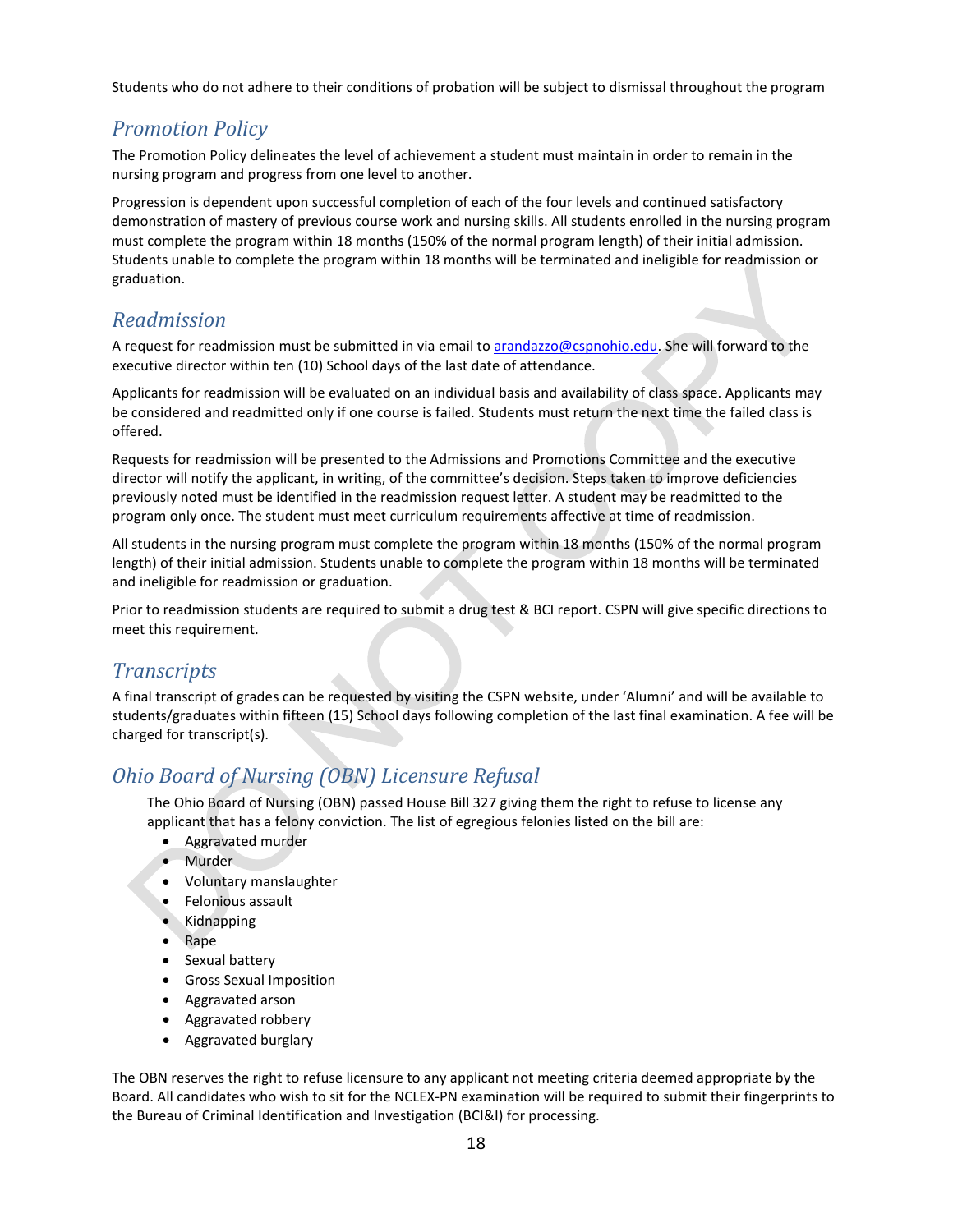Students who do not adhere to their conditions of probation will be subject to dismissal throughout the program

## Promotion Policy

The Promotion Policy delineates the level of achievement a student must maintain in order to remain in the nursing program and progress from one level to another.

Progression is dependent upon successful completion of each of the four levels and continued satisfactory demonstration of mastery of previous course work and nursing skills. All students enrolled in the nursing program must complete the program within 18 months (150% of the normal program length) of their initial admission. Students unable to complete the program within 18 months will be terminated and ineligible for readmission or graduation.

## Readmission

A request for readmission must be submitted in via email to arandazzo@cspnohio.edu. She will forward to the executive director within ten (10) School days of the last date of attendance.

Applicants for readmission will be evaluated on an individual basis and availability of class space. Applicants may be considered and readmitted only if one course is failed. Students must return the next time the failed class is offered.

Requests for readmission will be presented to the Admissions and Promotions Committee and the executive director will notify the applicant, in writing, of the committee's decision. Steps taken to improve deficiencies previously noted must be identified in the readmission request letter. A student may be readmitted to the program only once. The student must meet curriculum requirements affective at time of readmission.

All students in the nursing program must complete the program within 18 months (150% of the normal program length) of their initial admission. Students unable to complete the program within 18 months will be terminated and ineligible for readmission or graduation.

Prior to readmission students are required to submit a drug test & BCI report. CSPN will give specific directions to meet this requirement.

## Transcripts

A final transcript of grades can be requested by visiting the CSPN website, under 'Alumni' and will be available to students/graduates within fifteen (15) School days following completion of the last final examination. A fee will be charged for transcript(s).

## Ohio Board of Nursing (OBN) Licensure Refusal

The Ohio Board of Nursing (OBN) passed House Bill 327 giving them the right to refuse to license any applicant that has a felony conviction. The list of egregious felonies listed on the bill are:

- Aggravated murder
- Murder
- Voluntary manslaughter
- Felonious assault
- Kidnapping
- Rape
- Sexual battery
- Gross Sexual Imposition
- Aggravated arson
- Aggravated robbery
- Aggravated burglary

The OBN reserves the right to refuse licensure to any applicant not meeting criteria deemed appropriate by the Board. All candidates who wish to sit for the NCLEX-PN examination will be required to submit their fingerprints to the Bureau of Criminal Identification and Investigation (BCI&I) for processing.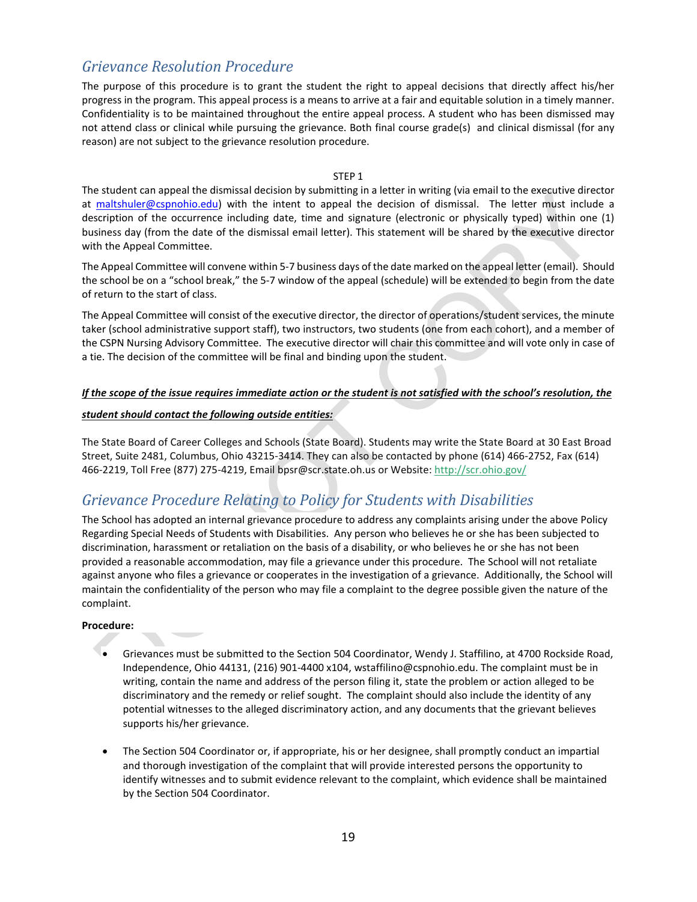## Grievance Resolution Procedure

The purpose of this procedure is to grant the student the right to appeal decisions that directly affect his/her progress in the program. This appeal process is a means to arrive at a fair and equitable solution in a timely manner. Confidentiality is to be maintained throughout the entire appeal process. A student who has been dismissed may not attend class or clinical while pursuing the grievance. Both final course grade(s) and clinical dismissal (for any reason) are not subject to the grievance resolution procedure.

STEP 1

The student can appeal the dismissal decision by submitting in a letter in writing (via email to the executive director at maltshuler@cspnohio.edu) with the intent to appeal the decision of dismissal. The letter must include a description of the occurrence including date, time and signature (electronic or physically typed) within one (1) business day (from the date of the dismissal email letter). This statement will be shared by the executive director with the Appeal Committee.

The Appeal Committee will convene within 5-7 business days of the date marked on the appeal letter (email). Should the school be on a "school break," the 5-7 window of the appeal (schedule) will be extended to begin from the date of return to the start of class.

The Appeal Committee will consist of the executive director, the director of operations/student services, the minute taker (school administrative support staff), two instructors, two students (one from each cohort), and a member of the CSPN Nursing Advisory Committee. The executive director will chair this committee and will vote only in case of a tie. The decision of the committee will be final and binding upon the student.

***If the scope of the issue requires immediate action or the student is not satisfied with the school's resolution, the student should contact the following outside entities:***

The State Board of Career Colleges and Schools (State Board). Students may write the State Board at 30 East Broad Street, Suite 2481, Columbus, Ohio 43215-3414. They can also be contacted by phone (614) 466-2752, Fax (614) 466-2219, Toll Free (877) 275-4219, Email bpsr@scr.state.oh.us or Website: http://scr.ohio.gov/

## Grievance Procedure Relating to Policy for Students with Disabilities

The School has adopted an internal grievance procedure to address any complaints arising under the above Policy Regarding Special Needs of Students with Disabilities. Any person who believes he or she has been subjected to discrimination, harassment or retaliation on the basis of a disability, or who believes he or she has not been provided a reasonable accommodation, may file a grievance under this procedure. The School will not retaliate against anyone who files a grievance or cooperates in the investigation of a grievance. Additionally, the School will maintain the confidentiality of the person who may file a complaint to the degree possible given the nature of the complaint.

**Procedure:**

- Grievances must be submitted to the Section 504 Coordinator, Wendy J. Staffilino, at 4700 Rockside Road, Independence, Ohio 44131, (216) 901-4400 x104, wstaffilino@cspnohio.edu. The complaint must be in writing, contain the name and address of the person filing it, state the problem or action alleged to be discriminatory and the remedy or relief sought. The complaint should also include the identity of any potential witnesses to the alleged discriminatory action, and any documents that the grievant believes supports his/her grievance.

- The Section 504 Coordinator or, if appropriate, his or her designee, shall promptly conduct an impartial and thorough investigation of the complaint that will provide interested persons the opportunity to identify witnesses and to submit evidence relevant to the complaint, which evidence shall be maintained by the Section 504 Coordinator.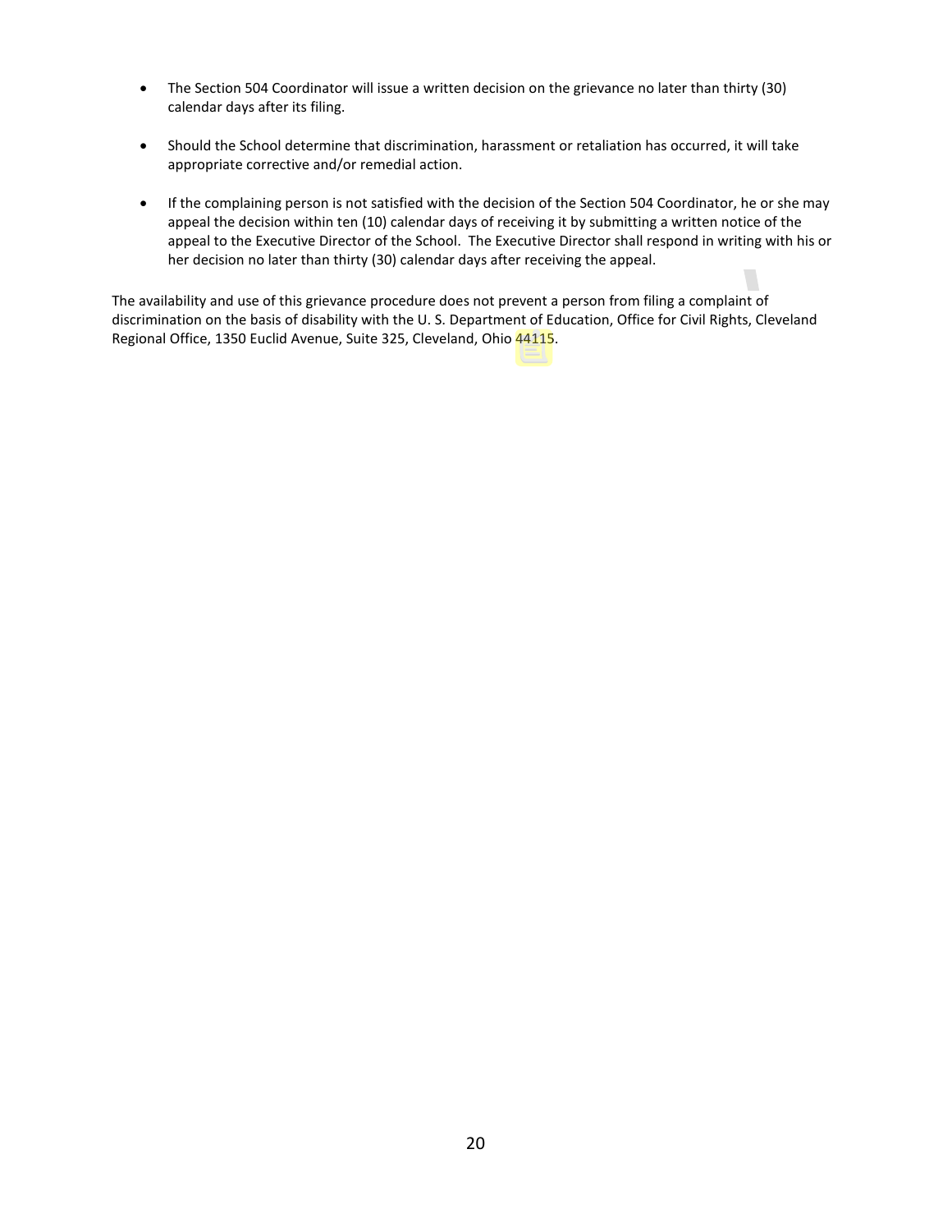- The Section 504 Coordinator will issue a written decision on the grievance no later than thirty (30) calendar days after its filing.

- Should the School determine that discrimination, harassment or retaliation has occurred, it will take appropriate corrective and/or remedial action.

- If the complaining person is not satisfied with the decision of the Section 504 Coordinator, he or she may appeal the decision within ten (10) calendar days of receiving it by submitting a written notice of the appeal to the Executive Director of the School. The Executive Director shall respond in writing with his or her decision no later than thirty (30) calendar days after receiving the appeal.

The availability and use of this grievance procedure does not prevent a person from filing a complaint of discrimination on the basis of disability with the U. S. Department of Education, Office for Civil Rights, Cleveland Regional Office, 1350 Euclid Avenue, Suite 325, Cleveland, Ohio 44115.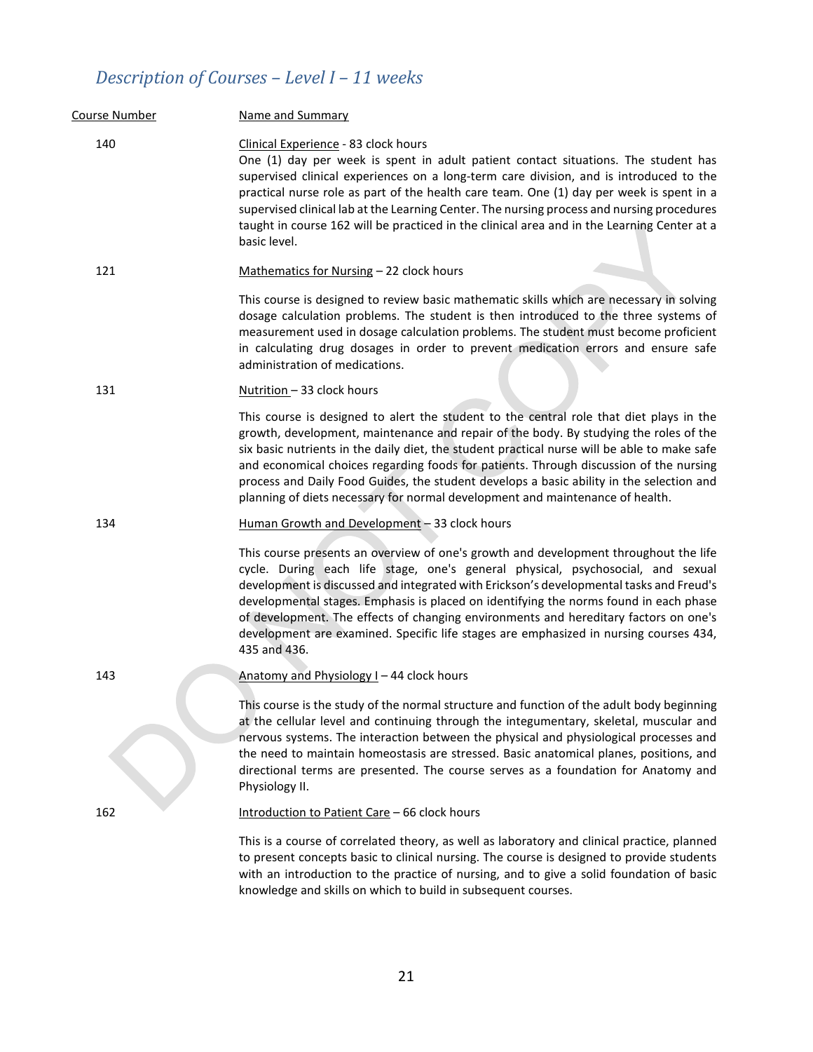## *Description of Courses – Level I – 11 weeks*

| Course Number | Name and Summary |
|---|---|
| 140 | Clinical Experience - 83 clock hours<br>One (1) day per week is spent in adult patient contact situations. The student has supervised clinical experiences on a long-term care division, and is introduced to the practical nurse role as part of the health care team. One (1) day per week is spent in a supervised clinical lab at the Learning Center. The nursing process and nursing procedures taught in course 162 will be practiced in the clinical area and in the Learning Center at a basic level. |
| 121 | Mathematics for Nursing – 22 clock hours<br>This course is designed to review basic mathematic skills which are necessary in solving dosage calculation problems. The student is then introduced to the three systems of measurement used in dosage calculation problems. The student must become proficient in calculating drug dosages in order to prevent medication errors and ensure safe administration of medications. |
| 131 | Nutrition – 33 clock hours<br>This course is designed to alert the student to the central role that diet plays in the growth, development, maintenance and repair of the body. By studying the roles of the six basic nutrients in the daily diet, the student practical nurse will be able to make safe and economical choices regarding foods for patients. Through discussion of the nursing process and Daily Food Guides, the student develops a basic ability in the selection and planning of diets necessary for normal development and maintenance of health. |
| 134 | Human Growth and Development – 33 clock hours<br>This course presents an overview of one's growth and development throughout the life cycle. During each life stage, one's general physical, psychosocial, and sexual development is discussed and integrated with Erickson's developmental tasks and Freud's developmental stages. Emphasis is placed on identifying the norms found in each phase of development. The effects of changing environments and hereditary factors on one's development are examined. Specific life stages are emphasized in nursing courses 434, 435 and 436. |
| 143 | Anatomy and Physiology I – 44 clock hours<br>This course is the study of the normal structure and function of the adult body beginning at the cellular level and continuing through the integumentary, skeletal, muscular and nervous systems. The interaction between the physical and physiological processes and the need to maintain homeostasis are stressed. Basic anatomical planes, positions, and directional terms are presented. The course serves as a foundation for Anatomy and Physiology II. |
| 162 | Introduction to Patient Care – 66 clock hours<br>This is a course of correlated theory, as well as laboratory and clinical practice, planned to present concepts basic to clinical nursing. The course is designed to provide students with an introduction to the practice of nursing, and to give a solid foundation of basic knowledge and skills on which to build in subsequent courses. |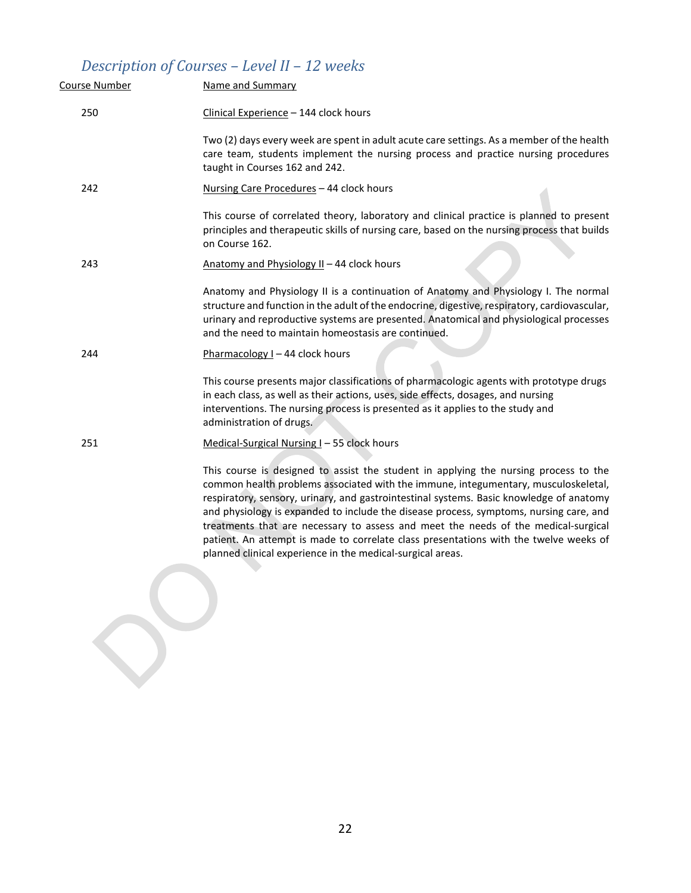## *Description of Courses – Level II – 12 weeks*

| Course Number | Name and Summary |
|---|---|
| 250 | Clinical Experience – 144 clock hours<br><br>Two (2) days every week are spent in adult acute care settings. As a member of the health care team, students implement the nursing process and practice nursing procedures taught in Courses 162 and 242. |
| 242 | Nursing Care Procedures – 44 clock hours<br><br>This course of correlated theory, laboratory and clinical practice is planned to present principles and therapeutic skills of nursing care, based on the nursing process that builds on Course 162. |
| 243 | Anatomy and Physiology II – 44 clock hours<br><br>Anatomy and Physiology II is a continuation of Anatomy and Physiology I. The normal structure and function in the adult of the endocrine, digestive, respiratory, cardiovascular, urinary and reproductive systems are presented. Anatomical and physiological processes and the need to maintain homeostasis are continued. |
| 244 | Pharmacology I – 44 clock hours<br><br>This course presents major classifications of pharmacologic agents with prototype drugs in each class, as well as their actions, uses, side effects, dosages, and nursing interventions. The nursing process is presented as it applies to the study and administration of drugs. |
| 251 | Medical-Surgical Nursing I – 55 clock hours<br><br>This course is designed to assist the student in applying the nursing process to the common health problems associated with the immune, integumentary, musculoskeletal, respiratory, sensory, urinary, and gastrointestinal systems. Basic knowledge of anatomy and physiology is expanded to include the disease process, symptoms, nursing care, and treatments that are necessary to assess and meet the needs of the medical-surgical patient. An attempt is made to correlate class presentations with the twelve weeks of planned clinical experience in the medical-surgical areas. |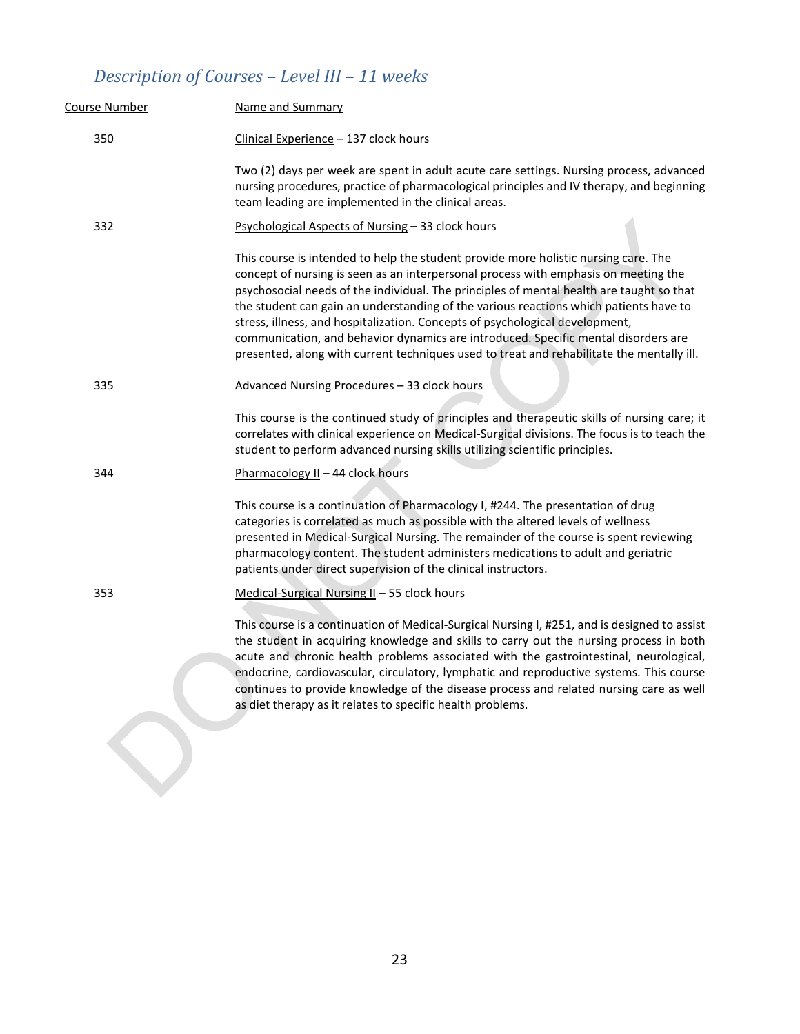## *Description of Courses – Level III – 11 weeks*

| Course Number | Name and Summary |
|---|---|
| 350 | Clinical Experience – 137 clock hours<br><br>Two (2) days per week are spent in adult acute care settings. Nursing process, advanced nursing procedures, practice of pharmacological principles and IV therapy, and beginning team leading are implemented in the clinical areas. |
| 332 | Psychological Aspects of Nursing – 33 clock hours<br><br>This course is intended to help the student provide more holistic nursing care. The concept of nursing is seen as an interpersonal process with emphasis on meeting the psychosocial needs of the individual. The principles of mental health are taught so that the student can gain an understanding of the various reactions which patients have to stress, illness, and hospitalization. Concepts of psychological development, communication, and behavior dynamics are introduced. Specific mental disorders are presented, along with current techniques used to treat and rehabilitate the mentally ill. |
| 335 | Advanced Nursing Procedures – 33 clock hours<br><br>This course is the continued study of principles and therapeutic skills of nursing care; it correlates with clinical experience on Medical-Surgical divisions. The focus is to teach the student to perform advanced nursing skills utilizing scientific principles. |
| 344 | Pharmacology II – 44 clock hours<br><br>This course is a continuation of Pharmacology I, #244. The presentation of drug categories is correlated as much as possible with the altered levels of wellness presented in Medical-Surgical Nursing. The remainder of the course is spent reviewing pharmacology content. The student administers medications to adult and geriatric patients under direct supervision of the clinical instructors. |
| 353 | Medical-Surgical Nursing II – 55 clock hours<br><br>This course is a continuation of Medical-Surgical Nursing I, #251, and is designed to assist the student in acquiring knowledge and skills to carry out the nursing process in both acute and chronic health problems associated with the gastrointestinal, neurological, endocrine, cardiovascular, circulatory, lymphatic and reproductive systems. This course continues to provide knowledge of the disease process and related nursing care as well as diet therapy as it relates to specific health problems. |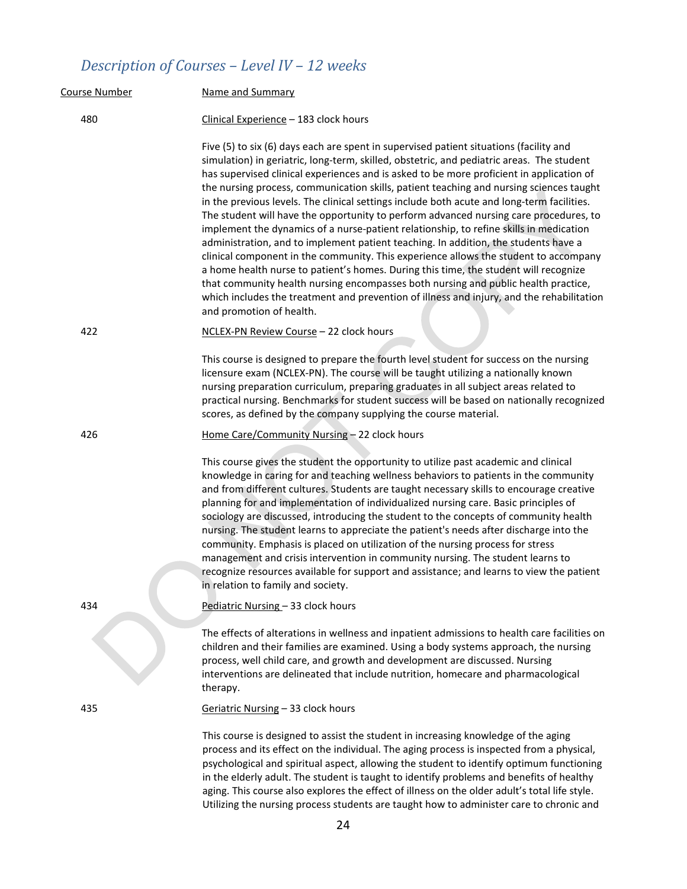## *Description of Courses – Level IV – 12 weeks*

| Course Number | Name and Summary |
|---|---|
| 480 | Clinical Experience – 183 clock hours<br><br>Five (5) to six (6) days each are spent in supervised patient situations (facility and simulation) in geriatric, long-term, skilled, obstetric, and pediatric areas. The student has supervised clinical experiences and is asked to be more proficient in application of the nursing process, communication skills, patient teaching and nursing sciences taught in the previous levels. The clinical settings include both acute and long-term facilities. The student will have the opportunity to perform advanced nursing care procedures, to implement the dynamics of a nurse-patient relationship, to refine skills in medication administration, and to implement patient teaching. In addition, the students have a clinical component in the community. This experience allows the student to accompany a home health nurse to patient's homes. During this time, the student will recognize that community health nursing encompasses both nursing and public health practice, which includes the treatment and prevention of illness and injury, and the rehabilitation and promotion of health. |
| 422 | NCLEX-PN Review Course – 22 clock hours<br><br>This course is designed to prepare the fourth level student for success on the nursing licensure exam (NCLEX-PN). The course will be taught utilizing a nationally known nursing preparation curriculum, preparing graduates in all subject areas related to practical nursing. Benchmarks for student success will be based on nationally recognized scores, as defined by the company supplying the course material. |
| 426 | Home Care/Community Nursing – 22 clock hours<br><br>This course gives the student the opportunity to utilize past academic and clinical knowledge in caring for and teaching wellness behaviors to patients in the community and from different cultures. Students are taught necessary skills to encourage creative planning for and implementation of individualized nursing care. Basic principles of sociology are discussed, introducing the student to the concepts of community health nursing. The student learns to appreciate the patient's needs after discharge into the community. Emphasis is placed on utilization of the nursing process for stress management and crisis intervention in community nursing. The student learns to recognize resources available for support and assistance; and learns to view the patient in relation to family and society. |
| 434 | Pediatric Nursing – 33 clock hours<br><br>The effects of alterations in wellness and inpatient admissions to health care facilities on children and their families are examined. Using a body systems approach, the nursing process, well child care, and growth and development are discussed. Nursing interventions are delineated that include nutrition, homecare and pharmacological therapy. |
| 435 | Geriatric Nursing – 33 clock hours<br><br>This course is designed to assist the student in increasing knowledge of the aging process and its effect on the individual. The aging process is inspected from a physical, psychological and spiritual aspect, allowing the student to identify optimum functioning in the elderly adult. The student is taught to identify problems and benefits of healthy aging. This course also explores the effect of illness on the older adult's total life style. Utilizing the nursing process students are taught how to administer care to chronic and |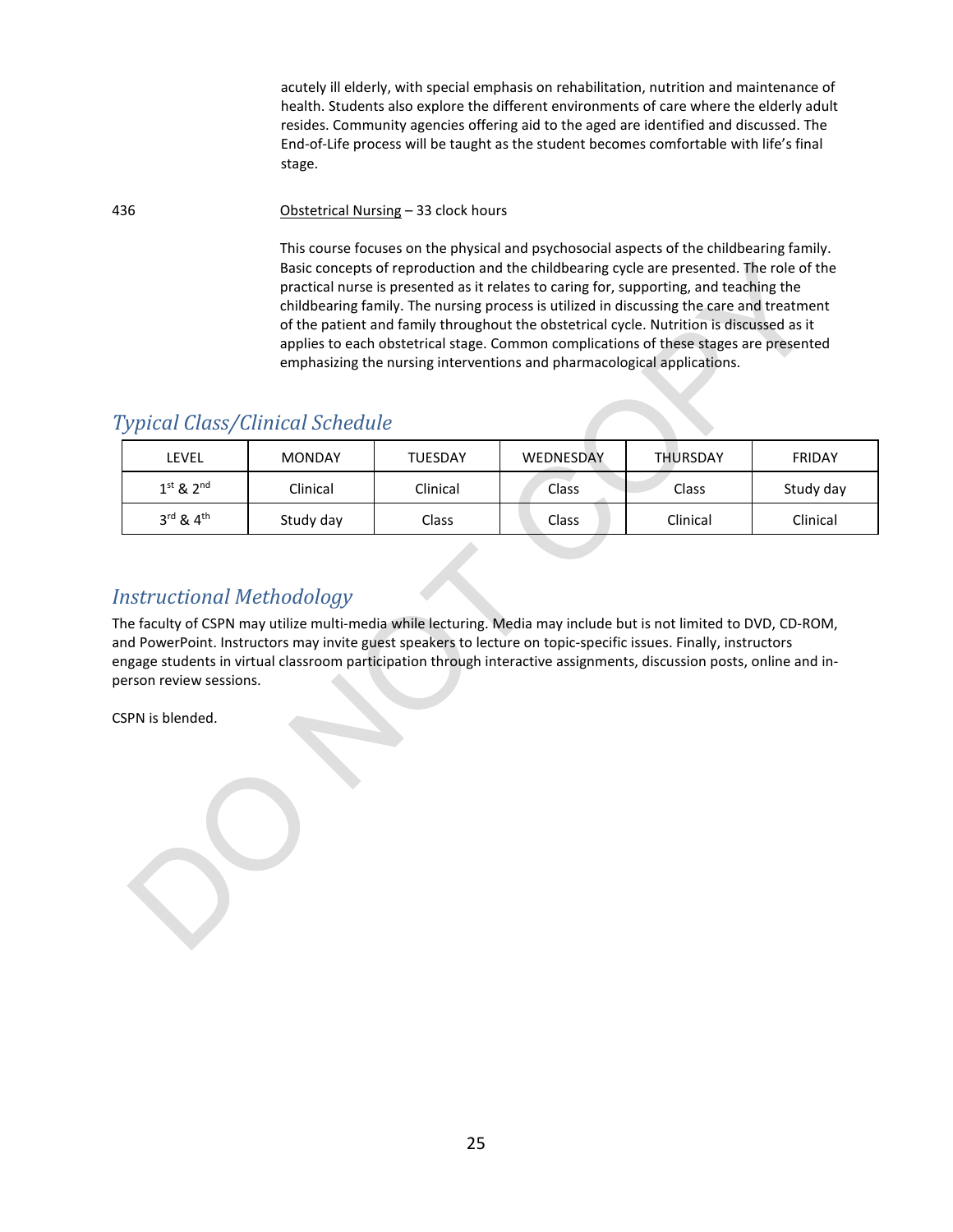acutely ill elderly, with special emphasis on rehabilitation, nutrition and maintenance of health. Students also explore the different environments of care where the elderly adult resides. Community agencies offering aid to the aged are identified and discussed. The End-of-Life process will be taught as the student becomes comfortable with life's final stage.

436 Obstetrical Nursing – 33 clock hours

This course focuses on the physical and psychosocial aspects of the childbearing family. Basic concepts of reproduction and the childbearing cycle are presented. The role of the practical nurse is presented as it relates to caring for, supporting, and teaching the childbearing family. The nursing process is utilized in discussing the care and treatment of the patient and family throughout the obstetrical cycle. Nutrition is discussed as it applies to each obstetrical stage. Common complications of these stages are presented emphasizing the nursing interventions and pharmacological applications.

## *Typical Class/Clinical Schedule*

| LEVEL | MONDAY | TUESDAY | WEDNESDAY | THURSDAY | FRIDAY |
|---|---|---|---|---|---|
| 1st & 2nd | Clinical | Clinical | Class | Class | Study day |
| 3rd & 4th | Study day | Class | Class | Clinical | Clinical |

## *Instructional Methodology*

The faculty of CSPN may utilize multi-media while lecturing. Media may include but is not limited to DVD, CD-ROM, and PowerPoint. Instructors may invite guest speakers to lecture on topic-specific issues. Finally, instructors engage students in virtual classroom participation through interactive assignments, discussion posts, online and in-person review sessions.

CSPN is blended.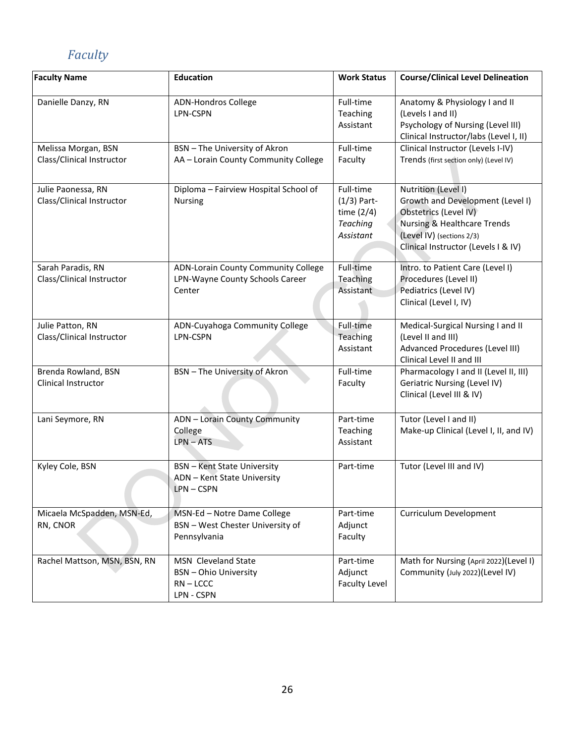## *Faculty*

| Faculty Name | Education | Work Status | Course/Clinical Level Delineation |
|---|---|---|---|
| Danielle Danzy, RN | ADN-Hondros College<br>LPN-CSPN | Full-time Teaching Assistant | Anatomy & Physiology I and II (Levels I and II)<br>Psychology of Nursing (Level III)<br>Clinical Instructor/labs (Level I, II) |
| Melissa Morgan, BSN<br>Class/Clinical Instructor | BSN – The University of Akron<br>AA – Lorain County Community College | Full-time Faculty | Clinical Instructor (Levels I-IV)<br>Trends (first section only) (Level IV) |
| Julie Paonessa, RN<br>Class/Clinical Instructor | Diploma – Fairview Hospital School of Nursing | Full-time (1/3) Part-time (2/4) *Teaching Assistant* | Nutrition (Level I)<br>Growth and Development (Level I)<br>Obstetrics (Level IV)<br>Nursing & Healthcare Trends (Level IV) (sections 2/3)<br>Clinical Instructor (Levels I & IV) |
| Sarah Paradis, RN<br>Class/Clinical Instructor | ADN-Lorain County Community College<br>LPN-Wayne County Schools Career Center | Full-time Teaching Assistant | Intro. to Patient Care (Level I)<br>Procedures (Level II)<br>Pediatrics (Level IV)<br>Clinical (Level I, IV) |
| Julie Patton, RN<br>Class/Clinical Instructor | ADN-Cuyahoga Community College<br>LPN-CSPN | Full-time Teaching Assistant | Medical-Surgical Nursing I and II (Level II and III)<br>Advanced Procedures (Level III)<br>Clinical Level II and III |
| Brenda Rowland, BSN<br>Clinical Instructor | BSN – The University of Akron | Full-time Faculty | Pharmacology I and II (Level II, III)<br>Geriatric Nursing (Level IV)<br>Clinical (Level III & IV) |
| Lani Seymore, RN | ADN – Lorain County Community College<br>LPN – ATS | Part-time Teaching Assistant | Tutor (Level I and II)<br>Make-up Clinical (Level I, II, and IV) |
| Kyley Cole, BSN | BSN – Kent State University<br>ADN – Kent State University<br>LPN – CSPN | Part-time | Tutor (Level III and IV) |
| Micaela McSpadden, MSN-Ed, RN, CNOR | MSN-Ed – Notre Dame College<br>BSN – West Chester University of Pennsylvania | Part-time Adjunct Faculty | Curriculum Development |
| Rachel Mattson, MSN, BSN, RN | MSN Cleveland State<br>BSN – Ohio University<br>RN – LCCC<br>LPN - CSPN | Part-time Adjunct Faculty Level | Math for Nursing (April 2022)(Level I)<br>Community (July 2022)(Level IV) |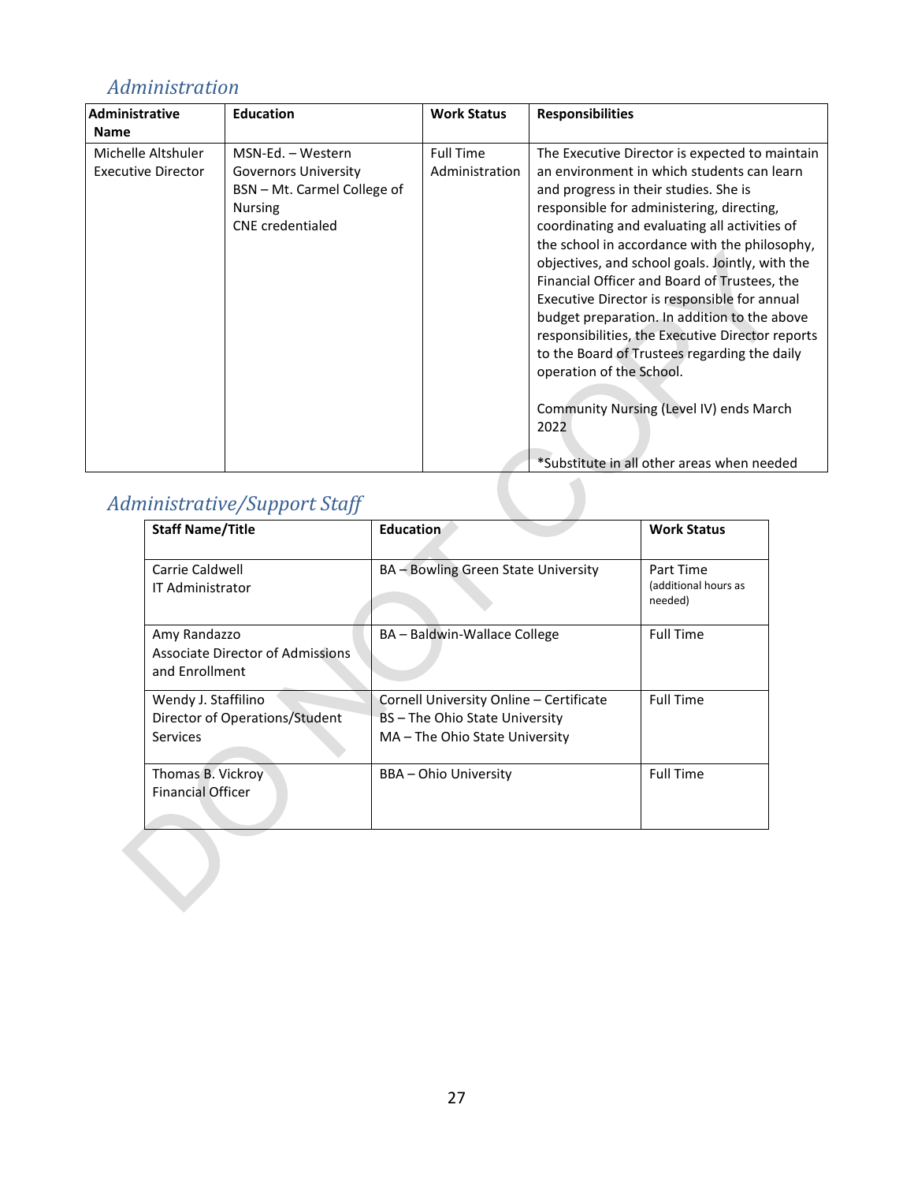## *Administration*

| Administrative Name | Education | Work Status | Responsibilities |
|---|---|---|---|
| Michelle Altshuler<br>Executive Director | MSN-Ed. – Western Governors University<br>BSN – Mt. Carmel College of Nursing<br>CNE credentialed | Full Time Administration | The Executive Director is expected to maintain an environment in which students can learn and progress in their studies. She is responsible for administering, directing, coordinating and evaluating all activities of the school in accordance with the philosophy, objectives, and school goals. Jointly, with the Financial Officer and Board of Trustees, the Executive Director is responsible for annual budget preparation. In addition to the above responsibilities, the Executive Director reports to the Board of Trustees regarding the daily operation of the School.<br><br>Community Nursing (Level IV) ends March 2022<br><br>*Substitute in all other areas when needed |

## *Administrative/Support Staff*

| Staff Name/Title | Education | Work Status |
|---|---|---|
| Carrie Caldwell<br>IT Administrator | BA – Bowling Green State University | Part Time<br>(additional hours as needed) |
| Amy Randazzo<br>Associate Director of Admissions and Enrollment | BA – Baldwin-Wallace College | Full Time |
| Wendy J. Staffilino<br>Director of Operations/Student Services | Cornell University Online – Certificate<br>BS – The Ohio State University<br>MA – The Ohio State University | Full Time |
| Thomas B. Vickroy<br>Financial Officer | BBA – Ohio University | Full Time |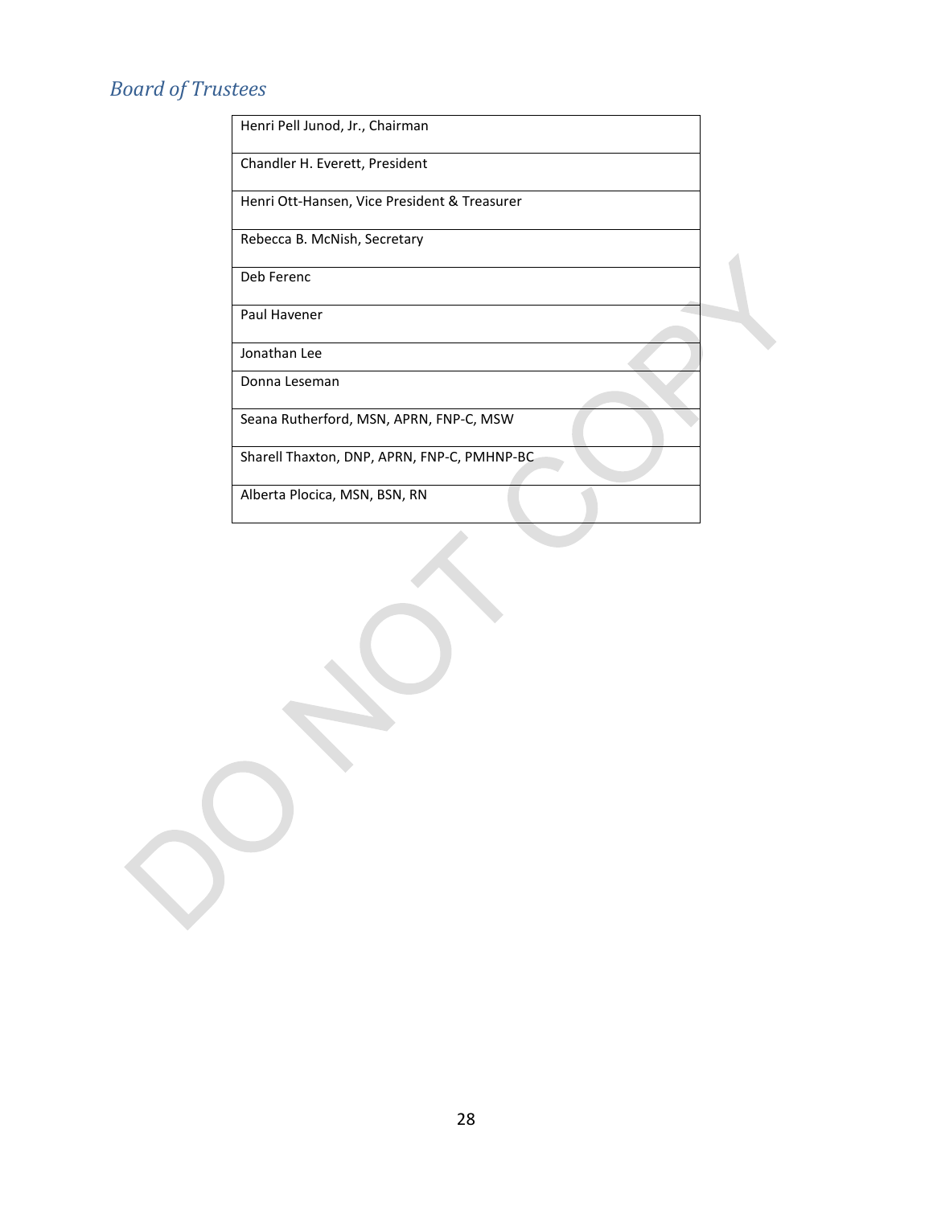## *Board of Trustees*

| Henri Pell Junod, Jr., Chairman |
|---|
| Chandler H. Everett, President |
| Henri Ott-Hansen, Vice President & Treasurer |
| Rebecca B. McNish, Secretary |
| Deb Ferenc |
| Paul Havener |
| Jonathan Lee |
| Donna Leseman |
| Seana Rutherford, MSN, APRN, FNP-C, MSW |
| Sharell Thaxton, DNP, APRN, FNP-C, PMHNP-BC |
| Alberta Plocica, MSN, BSN, RN |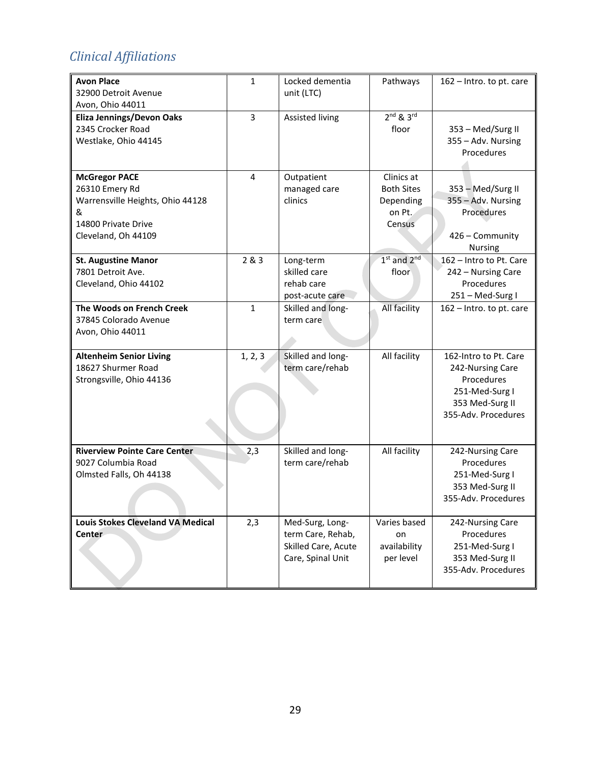## *Clinical Affiliations*

| | | | | |
|---|---|---|---|---|
| **Avon Place**<br>32900 Detroit Avenue<br>Avon, Ohio 44011 | 1 | Locked dementia unit (LTC) | Pathways | 162 – Intro. to pt. care |
| **Eliza Jennings/Devon Oaks**<br>2345 Crocker Road<br>Westlake, Ohio 44145 | 3 | Assisted living | 2nd & 3rd floor | 353 – Med/Surg II<br>355 – Adv. Nursing Procedures |
| **McGregor PACE**<br>26310 Emery Rd<br>Warrensville Heights, Ohio 44128<br>&<br>14800 Private Drive<br>Cleveland, Oh 44109 | 4 | Outpatient managed care clinics | Clinics at Both Sites Depending on Pt. Census | 353 – Med/Surg II<br>355 – Adv. Nursing Procedures<br><br>426 – Community Nursing |
| **St. Augustine Manor**<br>7801 Detroit Ave.<br>Cleveland, Ohio 44102 | 2 & 3 | Long-term skilled care rehab care post-acute care | 1st and 2nd floor | 162 – Intro to Pt. Care<br>242 – Nursing Care Procedures<br>251 – Med-Surg I |
| **The Woods on French Creek**<br>37845 Colorado Avenue<br>Avon, Ohio 44011 | 1 | Skilled and long-term care | All facility | 162 – Intro. to pt. care |
| **Altenheim Senior Living**<br>18627 Shurmer Road<br>Strongsville, Ohio 44136 | 1, 2, 3 | Skilled and long-term care/rehab | All facility | 162-Intro to Pt. Care<br>242-Nursing Care Procedures<br>251-Med-Surg I<br>353 Med-Surg II<br>355-Adv. Procedures |
| **Riverview Pointe Care Center**<br>9027 Columbia Road<br>Olmsted Falls, Oh 44138 | 2,3 | Skilled and long-term care/rehab | All facility | 242-Nursing Care Procedures<br>251-Med-Surg I<br>353 Med-Surg II<br>355-Adv. Procedures |
| **Louis Stokes Cleveland VA Medical Center** | 2,3 | Med-Surg, Long-term Care, Rehab, Skilled Care, Acute Care, Spinal Unit | Varies based on availability per level | 242-Nursing Care Procedures<br>251-Med-Surg I<br>353 Med-Surg II<br>355-Adv. Procedures |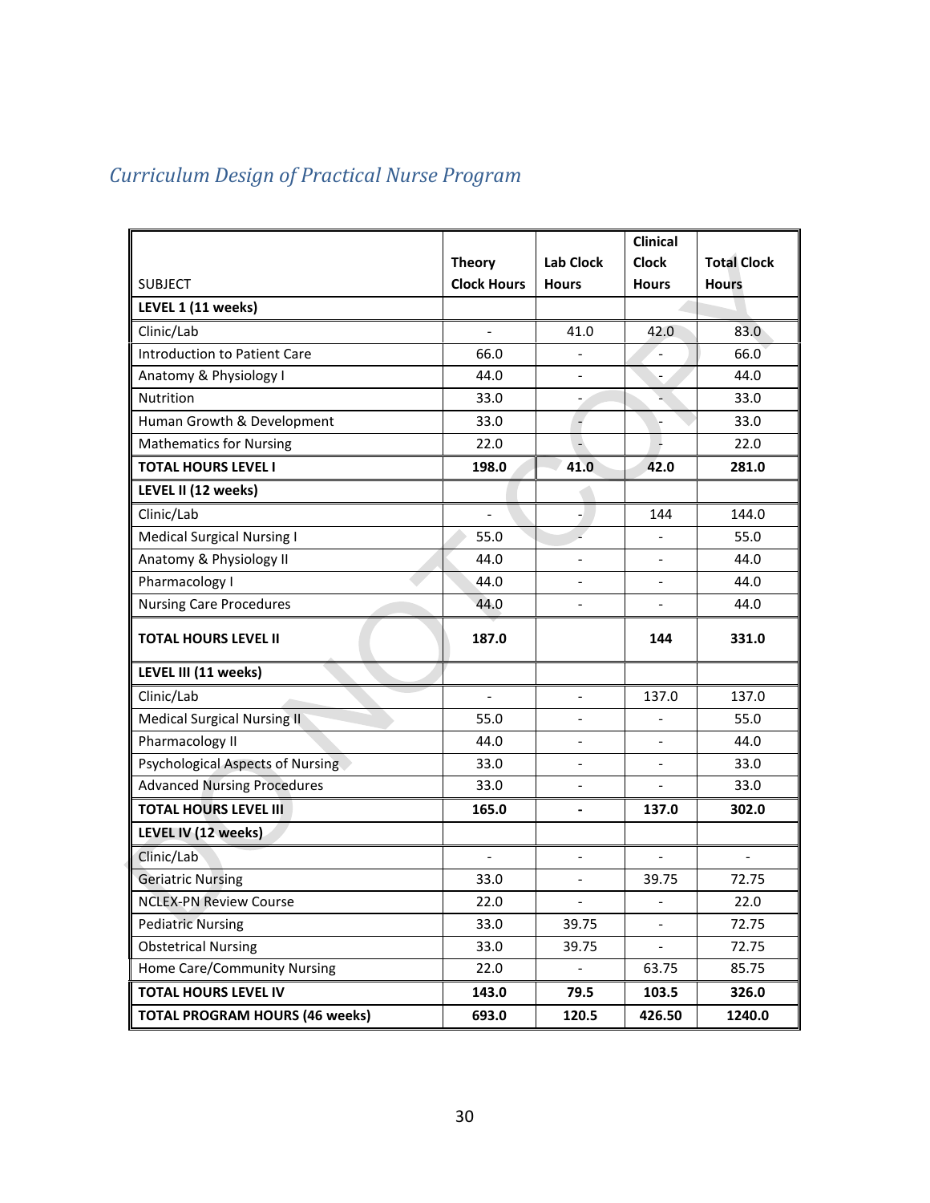## *Curriculum Design of Practical Nurse Program*

| SUBJECT | Theory Clock Hours | Lab Clock Hours | Clinical Clock Hours | Total Clock Hours |
|---|---|---|---|---|
| **LEVEL 1 (11 weeks)** | | | | |
| Clinic/Lab | - | 41.0 | 42.0 | 83.0 |
| Introduction to Patient Care | 66.0 | - | - | 66.0 |
| Anatomy & Physiology I | 44.0 | - | - | 44.0 |
| Nutrition | 33.0 | - | - | 33.0 |
| Human Growth & Development | 33.0 | - | - | 33.0 |
| Mathematics for Nursing | 22.0 | - | - | 22.0 |
| **TOTAL HOURS LEVEL I** | **198.0** | **41.0** | **42.0** | **281.0** |
| **LEVEL II (12 weeks)** | | | | |
| Clinic/Lab | - | - | 144 | 144.0 |
| Medical Surgical Nursing I | 55.0 | - | - | 55.0 |
| Anatomy & Physiology II | 44.0 | - | - | 44.0 |
| Pharmacology I | 44.0 | - | - | 44.0 |
| Nursing Care Procedures | 44.0 | - | - | 44.0 |
| **TOTAL HOURS LEVEL II** | **187.0** | | **144** | **331.0** |
| **LEVEL III (11 weeks)** | | | | |
| Clinic/Lab | - | - | 137.0 | 137.0 |
| Medical Surgical Nursing II | 55.0 | - | - | 55.0 |
| Pharmacology II | 44.0 | - | - | 44.0 |
| Psychological Aspects of Nursing | 33.0 | - | - | 33.0 |
| Advanced Nursing Procedures | 33.0 | - | - | 33.0 |
| **TOTAL HOURS LEVEL III** | **165.0** | **-** | **137.0** | **302.0** |
| **LEVEL IV (12 weeks)** | | | | |
| Clinic/Lab | - | - | - | - |
| Geriatric Nursing | 33.0 | - | 39.75 | 72.75 |
| NCLEX-PN Review Course | 22.0 | - | - | 22.0 |
| Pediatric Nursing | 33.0 | 39.75 | - | 72.75 |
| Obstetrical Nursing | 33.0 | 39.75 | - | 72.75 |
| Home Care/Community Nursing | 22.0 | - | 63.75 | 85.75 |
| **TOTAL HOURS LEVEL IV** | **143.0** | **79.5** | **103.5** | **326.0** |
| **TOTAL PROGRAM HOURS (46 weeks)** | **693.0** | **120.5** | **426.50** | **1240.0** |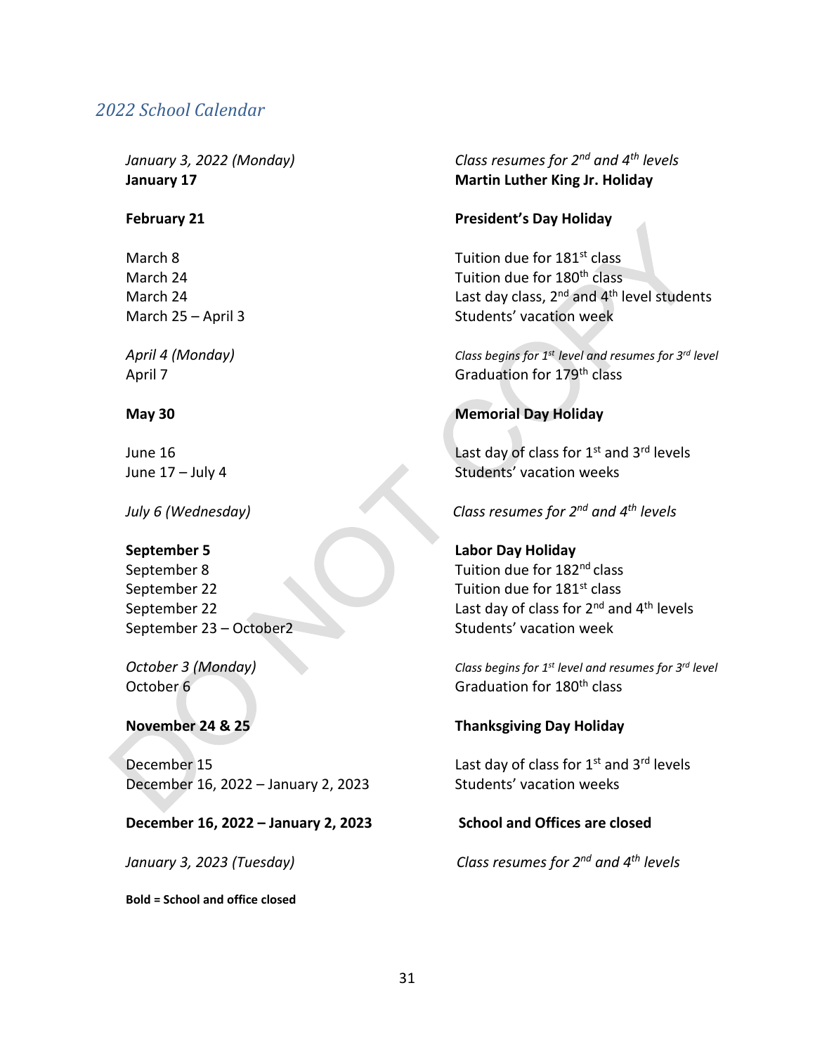## *2022 School Calendar*

| | |
|---|---|
| *January 3, 2022 (Monday)* | *Class resumes for 2nd and 4th levels* |
| **January 17** | **Martin Luther King Jr. Holiday** |
| **February 21** | **President's Day Holiday** |
| March 8 | Tuition due for 181st class |
| March 24 | Tuition due for 180th class |
| March 24 | Last day class, 2nd and 4th level students |
| March 25 – April 3 | Students' vacation week |
| *April 4 (Monday)* | *Class begins for 1st level and resumes for 3rd level* |
| April 7 | Graduation for 179th class |
| **May 30** | **Memorial Day Holiday** |
| June 16 | Last day of class for 1st and 3rd levels |
| June 17 – July 4 | Students' vacation weeks |
| *July 6 (Wednesday)* | *Class resumes for 2nd and 4th levels* |
| **September 5** | **Labor Day Holiday** |
| September 8 | Tuition due for 182nd class |
| September 22 | Tuition due for 181st class |
| September 22 | Last day of class for 2nd and 4th levels |
| September 23 – October2 | Students' vacation week |
| *October 3 (Monday)* | *Class begins for 1st level and resumes for 3rd level* |
| October 6 | Graduation for 180th class |
| **November 24 & 25** | **Thanksgiving Day Holiday** |
| December 15 | Last day of class for 1st and 3rd levels |
| December 16, 2022 – January 2, 2023 | Students' vacation weeks |
| **December 16, 2022 – January 2, 2023** | **School and Offices are closed** |
| *January 3, 2023 (Tuesday)* | *Class resumes for 2nd and 4th levels* |

**Bold = School and office closed**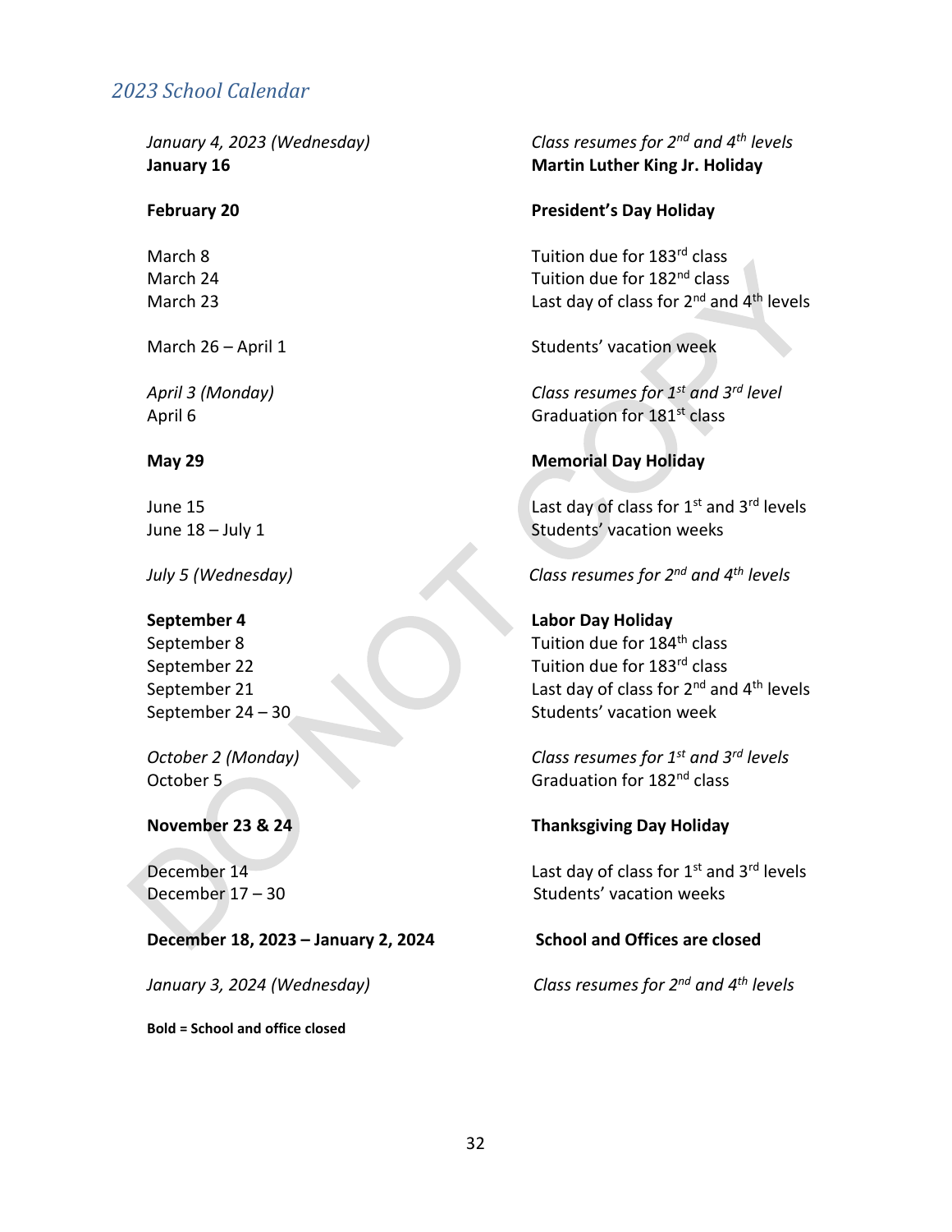## *2023 School Calendar*

| | |
|---|---|
| *January 4, 2023 (Wednesday)* | *Class resumes for 2nd and 4th levels* |
| **January 16** | **Martin Luther King Jr. Holiday** |
| | |
| **February 20** | **President's Day Holiday** |
| | |
| March 8 | Tuition due for 183rd class |
| March 24 | Tuition due for 182nd class |
| March 23 | Last day of class for 2nd and 4th levels |
| | |
| March 26 – April 1 | Students' vacation week |
| | |
| *April 3 (Monday)* | *Class resumes for 1st and 3rd level* |
| April 6 | Graduation for 181st class |
| | |
| **May 29** | **Memorial Day Holiday** |
| | |
| June 15 | Last day of class for 1st and 3rd levels |
| June 18 – July 1 | Students' vacation weeks |
| | |
| *July 5 (Wednesday)* | *Class resumes for 2nd and 4th levels* |
| | |
| **September 4** | **Labor Day Holiday** |
| September 8 | Tuition due for 184th class |
| September 22 | Tuition due for 183rd class |
| September 21 | Last day of class for 2nd and 4th levels |
| September 24 – 30 | Students' vacation week |
| | |
| *October 2 (Monday)* | *Class resumes for 1st and 3rd levels* |
| October 5 | Graduation for 182nd class |
| | |
| **November 23 & 24** | **Thanksgiving Day Holiday** |
| | |
| December 14 | Last day of class for 1st and 3rd levels |
| December 17 – 30 | Students' vacation weeks |
| | |
| **December 18, 2023 – January 2, 2024** | **School and Offices are closed** |
| | |
| *January 3, 2024 (Wednesday)* | *Class resumes for 2nd and 4th levels* |

**Bold = School and office closed**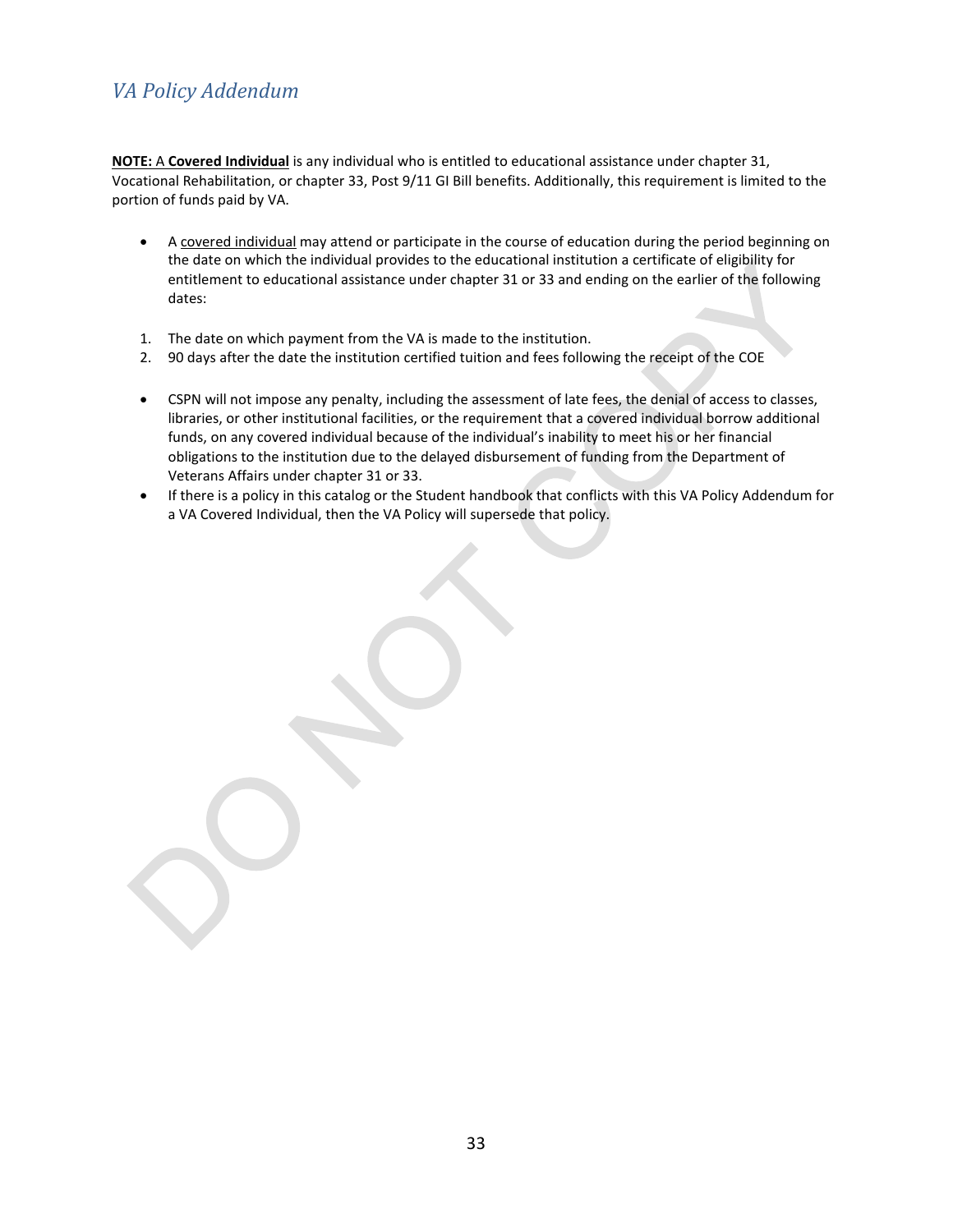## *VA Policy Addendum*

**<u>NOTE:</u> A <u>Covered Individual</u>** is any individual who is entitled to educational assistance under chapter 31, Vocational Rehabilitation, or chapter 33, Post 9/11 GI Bill benefits. Additionally, this requirement is limited to the portion of funds paid by VA.

- A <u>covered individual</u> may attend or participate in the course of education during the period beginning on the date on which the individual provides to the educational institution a certificate of eligibility for entitlement to educational assistance under chapter 31 or 33 and ending on the earlier of the following dates:

1. The date on which payment from the VA is made to the institution.
2. 90 days after the date the institution certified tuition and fees following the receipt of the COE

- CSPN will not impose any penalty, including the assessment of late fees, the denial of access to classes, libraries, or other institutional facilities, or the requirement that a covered individual borrow additional funds, on any covered individual because of the individual's inability to meet his or her financial obligations to the institution due to the delayed disbursement of funding from the Department of Veterans Affairs under chapter 31 or 33.
- If there is a policy in this catalog or the Student handbook that conflicts with this VA Policy Addendum for a VA Covered Individual, then the VA Policy will supersede that policy.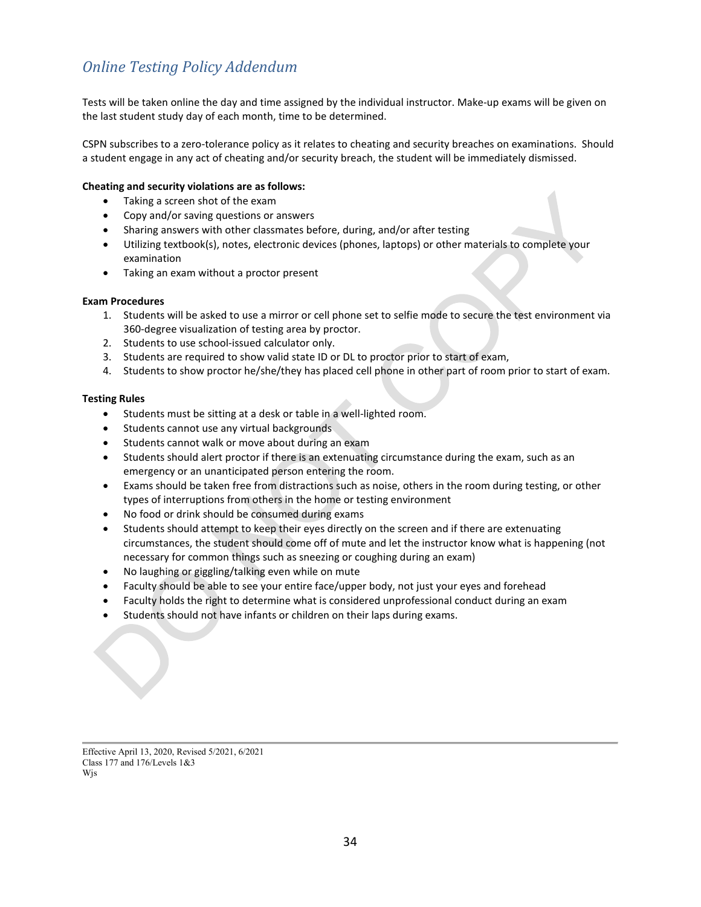## *Online Testing Policy Addendum*

Tests will be taken online the day and time assigned by the individual instructor. Make-up exams will be given on the last student study day of each month, time to be determined.

CSPN subscribes to a zero-tolerance policy as it relates to cheating and security breaches on examinations. Should a student engage in any act of cheating and/or security breach, the student will be immediately dismissed.

**Cheating and security violations are as follows:**

- Taking a screen shot of the exam
- Copy and/or saving questions or answers
- Sharing answers with other classmates before, during, and/or after testing
- Utilizing textbook(s), notes, electronic devices (phones, laptops) or other materials to complete your examination
- Taking an exam without a proctor present

**Exam Procedures**

1. Students will be asked to use a mirror or cell phone set to selfie mode to secure the test environment via 360-degree visualization of testing area by proctor.
2. Students to use school-issued calculator only.
3. Students are required to show valid state ID or DL to proctor prior to start of exam,
4. Students to show proctor he/she/they has placed cell phone in other part of room prior to start of exam.

**Testing Rules**

- Students must be sitting at a desk or table in a well-lighted room.
- Students cannot use any virtual backgrounds
- Students cannot walk or move about during an exam
- Students should alert proctor if there is an extenuating circumstance during the exam, such as an emergency or an unanticipated person entering the room.
- Exams should be taken free from distractions such as noise, others in the room during testing, or other types of interruptions from others in the home or testing environment
- No food or drink should be consumed during exams
- Students should attempt to keep their eyes directly on the screen and if there are extenuating circumstances, the student should come off of mute and let the instructor know what is happening (not necessary for common things such as sneezing or coughing during an exam)
- No laughing or giggling/talking even while on mute
- Faculty should be able to see your entire face/upper body, not just your eyes and forehead
- Faculty holds the right to determine what is considered unprofessional conduct during an exam
- Students should not have infants or children on their laps during exams.

Effective April 13, 2020, Revised 5/2021, 6/2021
Class 177 and 176/Levels 1&3
Wjs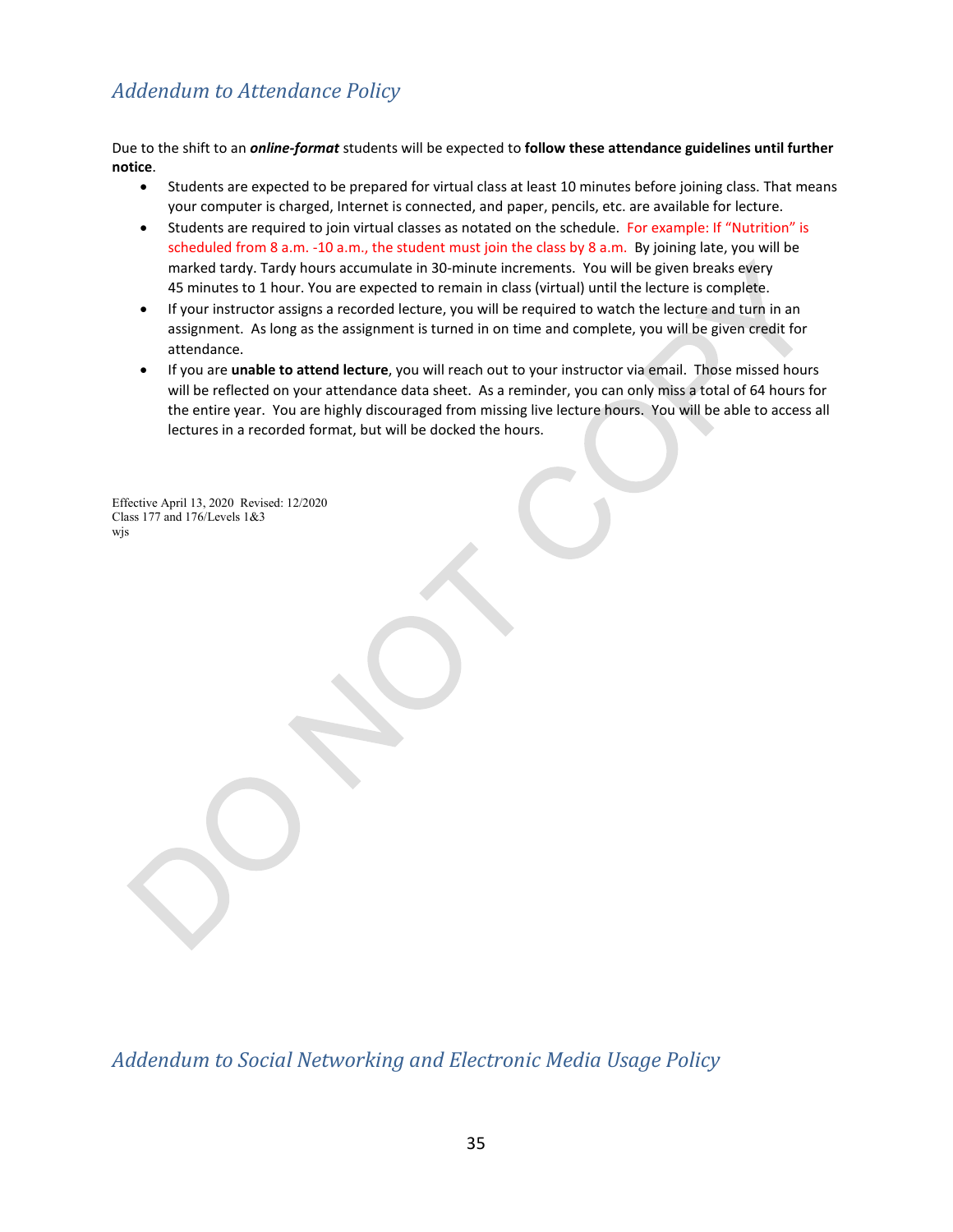## *Addendum to Attendance Policy*

Due to the shift to an ***online-format*** students will be expected to **follow these attendance guidelines until further notice**.

- Students are expected to be prepared for virtual class at least 10 minutes before joining class. That means your computer is charged, Internet is connected, and paper, pencils, etc. are available for lecture.
- Students are required to join virtual classes as notated on the schedule. For example: If "Nutrition" is scheduled from 8 a.m. -10 a.m., the student must join the class by 8 a.m. By joining late, you will be marked tardy. Tardy hours accumulate in 30-minute increments. You will be given breaks every 45 minutes to 1 hour. You are expected to remain in class (virtual) until the lecture is complete.
- If your instructor assigns a recorded lecture, you will be required to watch the lecture and turn in an assignment. As long as the assignment is turned in on time and complete, you will be given credit for attendance.
- If you are **unable to attend lecture**, you will reach out to your instructor via email. Those missed hours will be reflected on your attendance data sheet. As a reminder, you can only miss a total of 64 hours for the entire year. You are highly discouraged from missing live lecture hours. You will be able to access all lectures in a recorded format, but will be docked the hours.

Effective April 13, 2020 Revised: 12/2020
Class 177 and 176/Levels 1&3
wjs

## *Addendum to Social Networking and Electronic Media Usage Policy*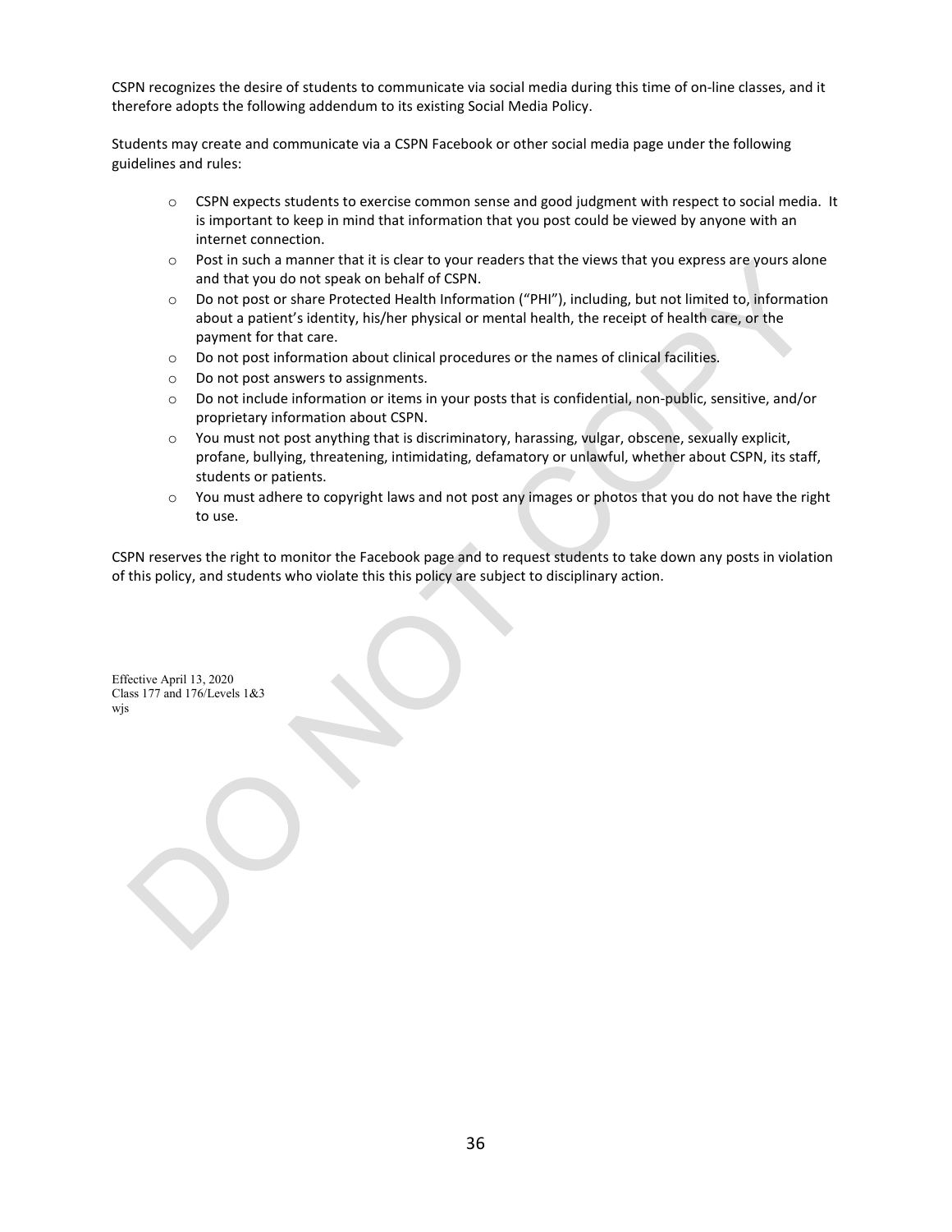CSPN recognizes the desire of students to communicate via social media during this time of on-line classes, and it therefore adopts the following addendum to its existing Social Media Policy.

Students may create and communicate via a CSPN Facebook or other social media page under the following guidelines and rules:

- CSPN expects students to exercise common sense and good judgment with respect to social media. It is important to keep in mind that information that you post could be viewed by anyone with an internet connection.
- Post in such a manner that it is clear to your readers that the views that you express are yours alone and that you do not speak on behalf of CSPN.
- Do not post or share Protected Health Information ("PHI"), including, but not limited to, information about a patient's identity, his/her physical or mental health, the receipt of health care, or the payment for that care.
- Do not post information about clinical procedures or the names of clinical facilities.
- Do not post answers to assignments.
- Do not include information or items in your posts that is confidential, non-public, sensitive, and/or proprietary information about CSPN.
- You must not post anything that is discriminatory, harassing, vulgar, obscene, sexually explicit, profane, bullying, threatening, intimidating, defamatory or unlawful, whether about CSPN, its staff, students or patients.
- You must adhere to copyright laws and not post any images or photos that you do not have the right to use.

CSPN reserves the right to monitor the Facebook page and to request students to take down any posts in violation of this policy, and students who violate this this policy are subject to disciplinary action.

Effective April 13, 2020
Class 177 and 176/Levels 1&3
wjs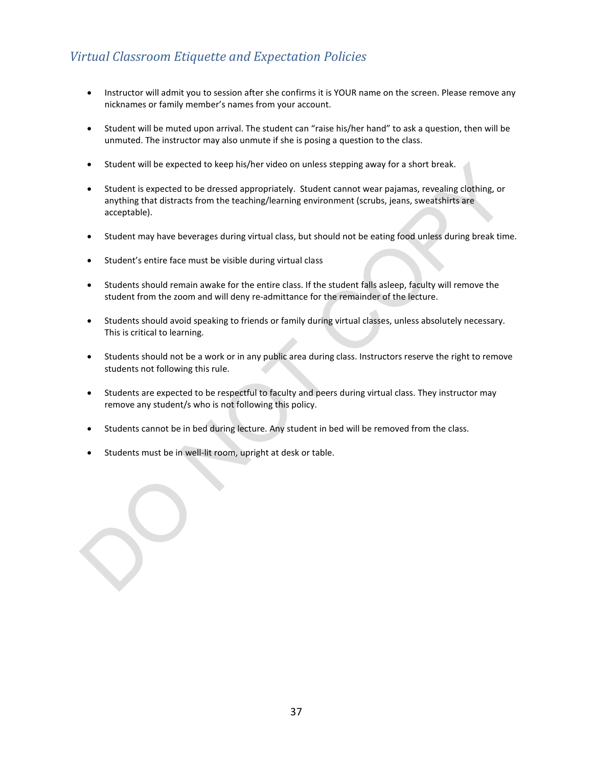## *Virtual Classroom Etiquette and Expectation Policies*

- Instructor will admit you to session after she confirms it is YOUR name on the screen. Please remove any nicknames or family member's names from your account.
- Student will be muted upon arrival. The student can "raise his/her hand" to ask a question, then will be unmuted. The instructor may also unmute if she is posing a question to the class.
- Student will be expected to keep his/her video on unless stepping away for a short break.
- Student is expected to be dressed appropriately. Student cannot wear pajamas, revealing clothing, or anything that distracts from the teaching/learning environment (scrubs, jeans, sweatshirts are acceptable).
- Student may have beverages during virtual class, but should not be eating food unless during break time.
- Student's entire face must be visible during virtual class
- Students should remain awake for the entire class. If the student falls asleep, faculty will remove the student from the zoom and will deny re-admittance for the remainder of the lecture.
- Students should avoid speaking to friends or family during virtual classes, unless absolutely necessary. This is critical to learning.
- Students should not be a work or in any public area during class. Instructors reserve the right to remove students not following this rule.
- Students are expected to be respectful to faculty and peers during virtual class. They instructor may remove any student/s who is not following this policy.
- Students cannot be in bed during lecture. Any student in bed will be removed from the class.
- Students must be in well-lit room, upright at desk or table.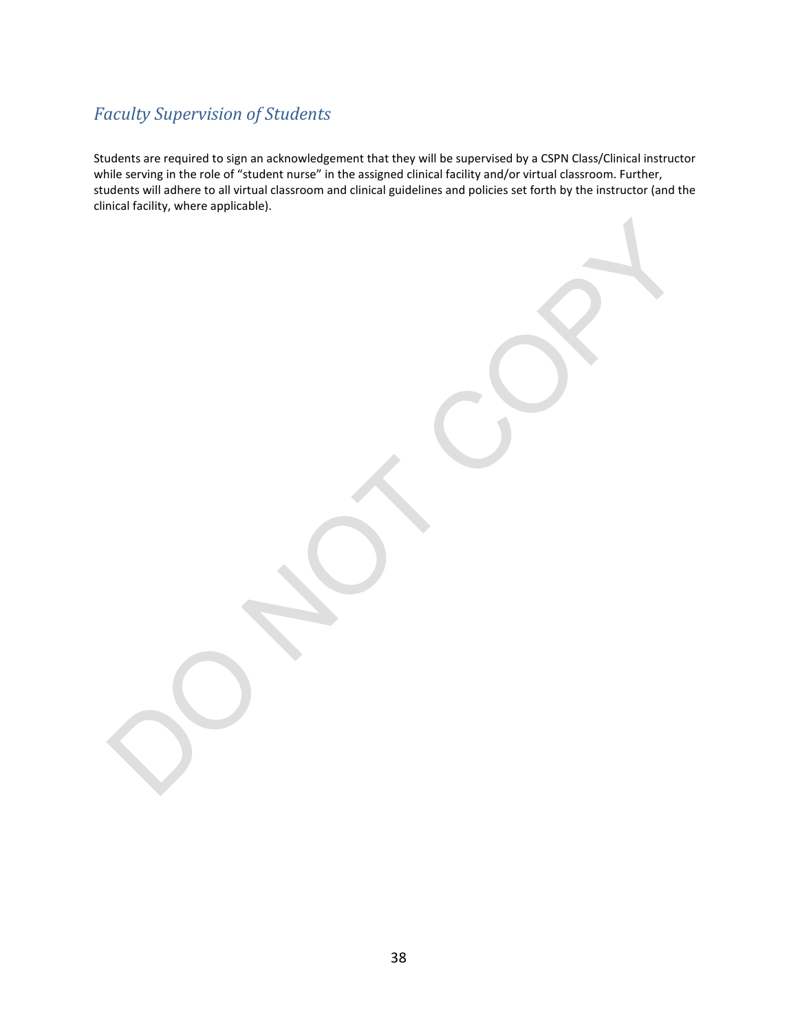## *Faculty Supervision of Students*

Students are required to sign an acknowledgement that they will be supervised by a CSPN Class/Clinical instructor while serving in the role of "student nurse" in the assigned clinical facility and/or virtual classroom. Further, students will adhere to all virtual classroom and clinical guidelines and policies set forth by the instructor (and the clinical facility, where applicable).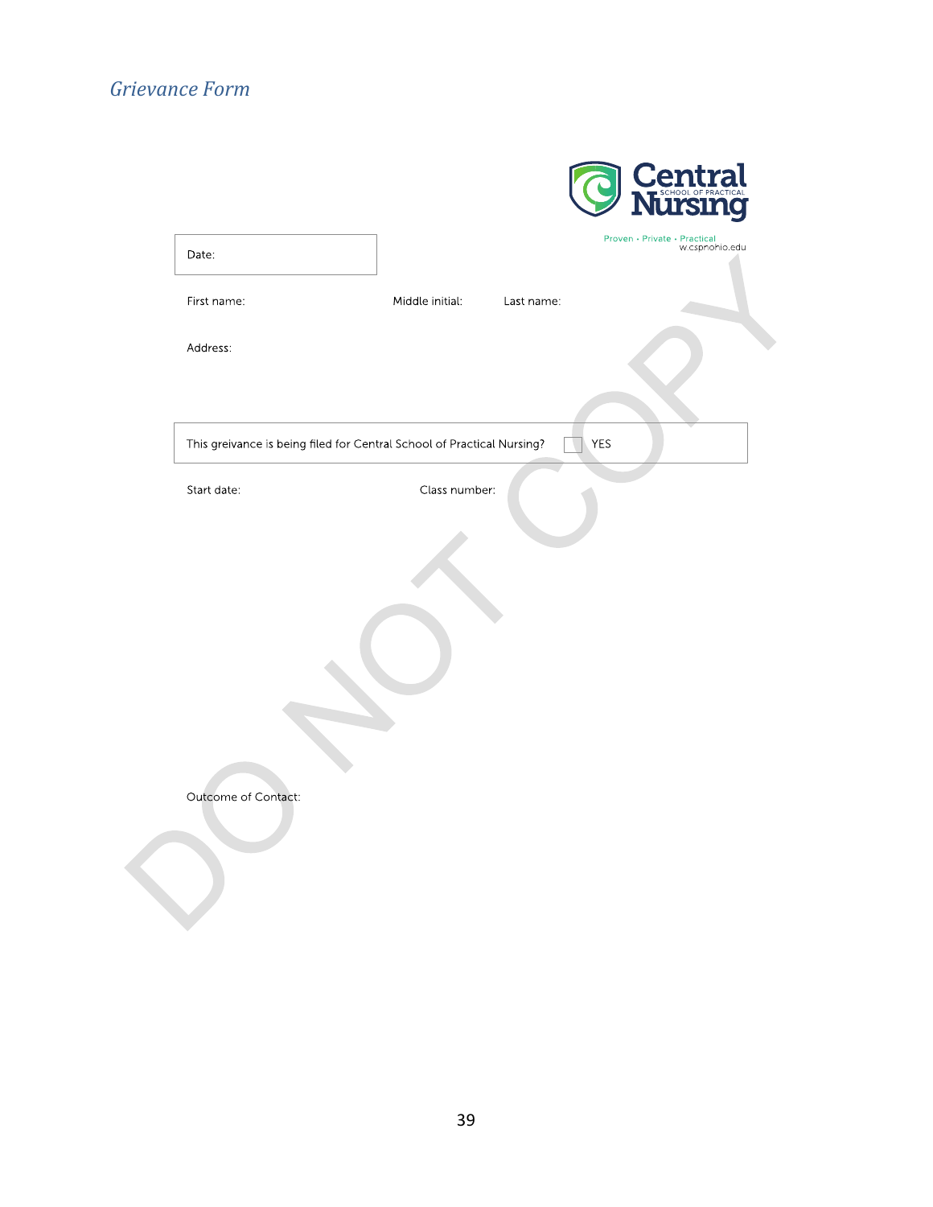## *Grievance Form*

Central School of Practical Nursing

Proven • Private • Practical
w.cspnohio.edu

Date:

First name: Middle initial: Last name:

Address:

This greivance is being filed for Central School of Practical Nursing? ☐ YES

Start date: Class number:

Outcome of Contact:

DO NOT COPY